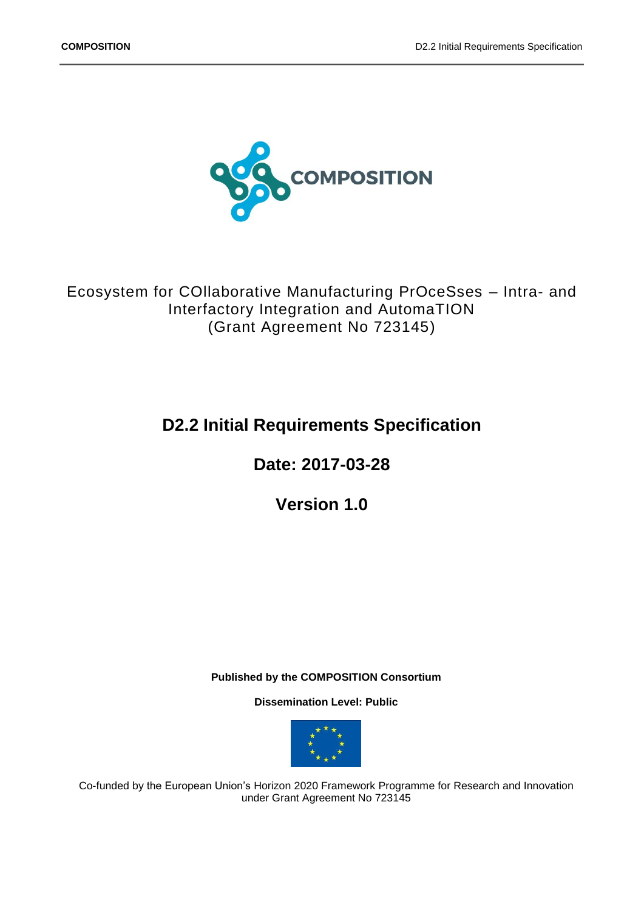COMPOSITION

Ecosystem for COllaborative Manufacturing PrOceSses – Intra- and Interfactory Integration and AutomaTION
(Grant Agreement No 723145)

# D2.2 Initial Requirements Specification

## Date: 2017-03-28

## Version 1.0

**Published by the COMPOSITION Consortium**

**Dissemination Level: Public**

Co-funded by the European Union's Horizon 2020 Framework Programme for Research and Innovation under Grant Agreement No 723145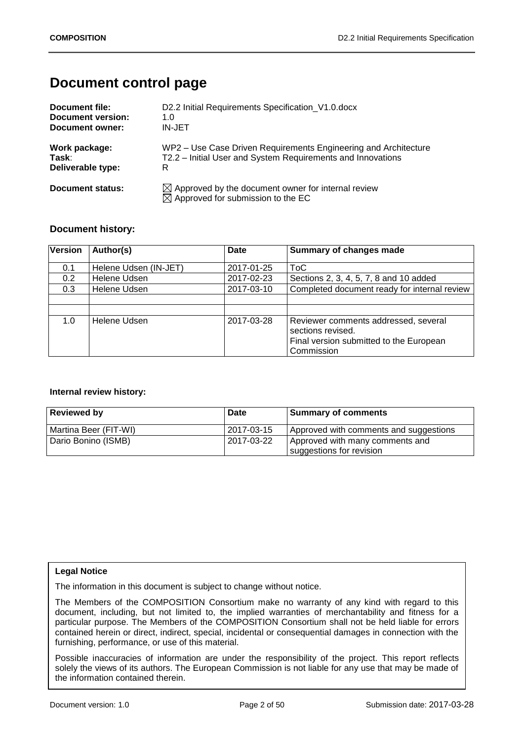# Document control page

**Document file:** D2.2 Initial Requirements Specification_V1.0.docx
**Document version:** 1.0
**Document owner:** IN-JET

**Work package:** WP2 – Use Case Driven Requirements Engineering and Architecture
**Task**: T2.2 – Initial User and System Requirements and Innovations
**Deliverable type:** R

**Document status:** ☒ Approved by the document owner for internal review
☒ Approved for submission to the EC

## Document history:

| Version | Author(s) | Date | Summary of changes made |
|---|---|---|---|
| 0.1 | Helene Udsen (IN-JET) | 2017-01-25 | ToC |
| 0.2 | Helene Udsen | 2017-02-23 | Sections 2, 3, 4, 5, 7, 8 and 10 added |
| 0.3 | Helene Udsen | 2017-03-10 | Completed document ready for internal review |
| | | | |
| | | | |
| 1.0 | Helene Udsen | 2017-03-28 | Reviewer comments addressed, several sections revised. Final version submitted to the European Commission |

**Internal review history:**

| Reviewed by | Date | Summary of comments |
|---|---|---|
| Martina Beer (FIT-WI) | 2017-03-15 | Approved with comments and suggestions |
| Dario Bonino (ISMB) | 2017-03-22 | Approved with many comments and suggestions for revision |

**Legal Notice**

The information in this document is subject to change without notice.

The Members of the COMPOSITION Consortium make no warranty of any kind with regard to this document, including, but not limited to, the implied warranties of merchantability and fitness for a particular purpose. The Members of the COMPOSITION Consortium shall not be held liable for errors contained herein or direct, indirect, special, incidental or consequential damages in connection with the furnishing, performance, or use of this material.

Possible inaccuracies of information are under the responsibility of the project. This report reflects solely the views of its authors. The European Commission is not liable for any use that may be made of the information contained therein.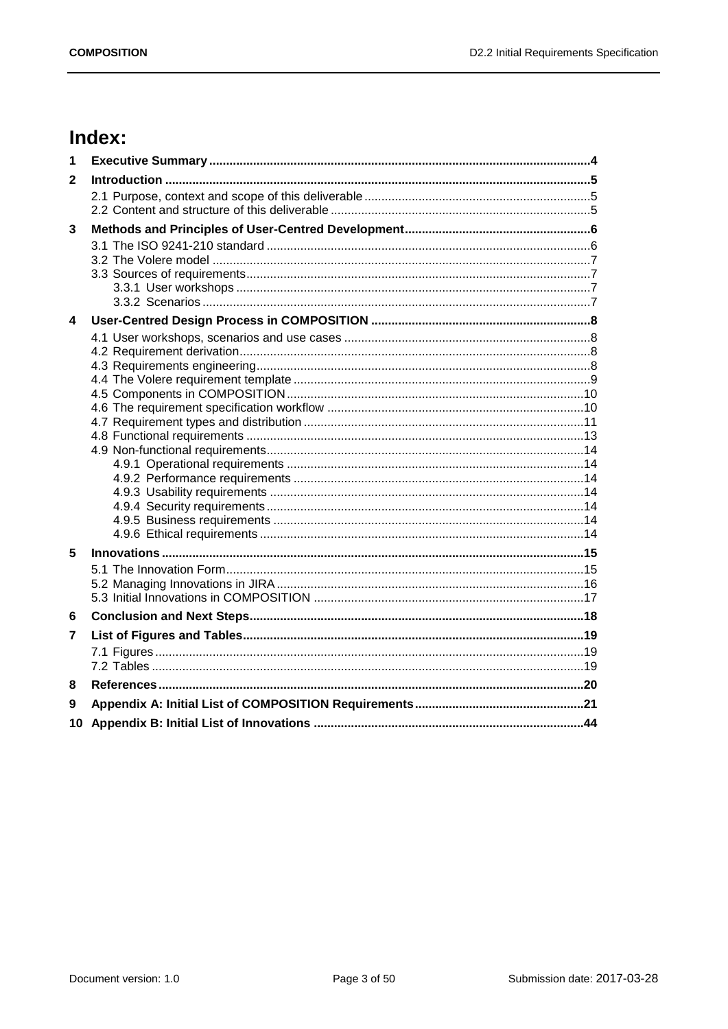# Index:

1 **Executive Summary** ... 4

2 **Introduction** ... 5

- 2.1 Purpose, context and scope of this deliverable ... 5
- 2.2 Content and structure of this deliverable ... 5

3 **Methods and Principles of User-Centred Development** ... 6

- 3.1 The ISO 9241-210 standard ... 6
- 3.2 The Volere model ... 7
- 3.3 Sources of requirements ... 7
  - 3.3.1 User workshops ... 7
  - 3.3.2 Scenarios ... 7

4 **User-Centred Design Process in COMPOSITION** ... 8

- 4.1 User workshops, scenarios and use cases ... 8
- 4.2 Requirement derivation ... 8
- 4.3 Requirements engineering ... 8
- 4.4 The Volere requirement template ... 9
- 4.5 Components in COMPOSITION ... 10
- 4.6 The requirement specification workflow ... 10
- 4.7 Requirement types and distribution ... 11
- 4.8 Functional requirements ... 13
- 4.9 Non-functional requirements ... 14
  - 4.9.1 Operational requirements ... 14
  - 4.9.2 Performance requirements ... 14
  - 4.9.3 Usability requirements ... 14
  - 4.9.4 Security requirements ... 14
  - 4.9.5 Business requirements ... 14
  - 4.9.6 Ethical requirements ... 14

5 **Innovations** ... 15

- 5.1 The Innovation Form ... 15
- 5.2 Managing Innovations in JIRA ... 16
- 5.3 Initial Innovations in COMPOSITION ... 17

6 **Conclusion and Next Steps** ... 18

7 **List of Figures and Tables** ... 19

- 7.1 Figures ... 19
- 7.2 Tables ... 19

8 **References** ... 20

9 **Appendix A: Initial List of COMPOSITION Requirements** ... 21

10 **Appendix B: Initial List of Innovations** ... 44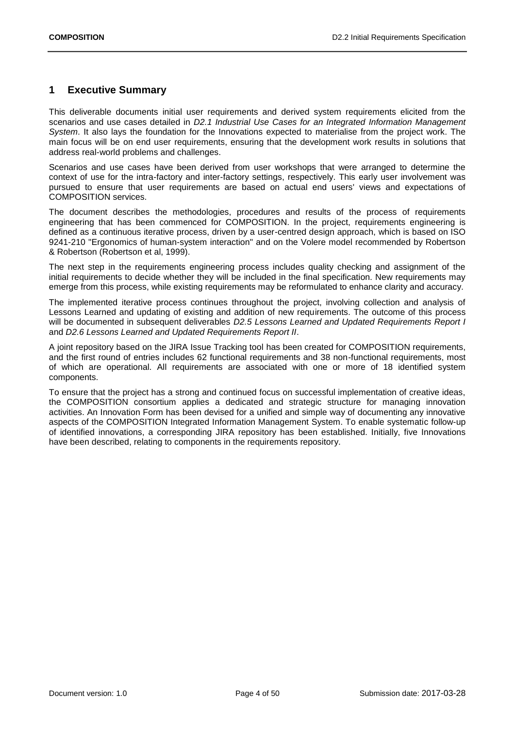# 1 Executive Summary

This deliverable documents initial user requirements and derived system requirements elicited from the scenarios and use cases detailed in *D2.1 Industrial Use Cases for an Integrated Information Management System*. It also lays the foundation for the Innovations expected to materialise from the project work. The main focus will be on end user requirements, ensuring that the development work results in solutions that address real-world problems and challenges.

Scenarios and use cases have been derived from user workshops that were arranged to determine the context of use for the intra-factory and inter-factory settings, respectively. This early user involvement was pursued to ensure that user requirements are based on actual end users' views and expectations of COMPOSITION services.

The document describes the methodologies, procedures and results of the process of requirements engineering that has been commenced for COMPOSITION. In the project, requirements engineering is defined as a continuous iterative process, driven by a user-centred design approach, which is based on ISO 9241-210 "Ergonomics of human-system interaction" and on the Volere model recommended by Robertson & Robertson (Robertson et al, 1999).

The next step in the requirements engineering process includes quality checking and assignment of the initial requirements to decide whether they will be included in the final specification. New requirements may emerge from this process, while existing requirements may be reformulated to enhance clarity and accuracy.

The implemented iterative process continues throughout the project, involving collection and analysis of Lessons Learned and updating of existing and addition of new requirements. The outcome of this process will be documented in subsequent deliverables *D2.5 Lessons Learned and Updated Requirements Report I* and *D2.6 Lessons Learned and Updated Requirements Report II*.

A joint repository based on the JIRA Issue Tracking tool has been created for COMPOSITION requirements, and the first round of entries includes 62 functional requirements and 38 non-functional requirements, most of which are operational. All requirements are associated with one or more of 18 identified system components.

To ensure that the project has a strong and continued focus on successful implementation of creative ideas, the COMPOSITION consortium applies a dedicated and strategic structure for managing innovation activities. An Innovation Form has been devised for a unified and simple way of documenting any innovative aspects of the COMPOSITION Integrated Information Management System. To enable systematic follow-up of identified innovations, a corresponding JIRA repository has been established. Initially, five Innovations have been described, relating to components in the requirements repository.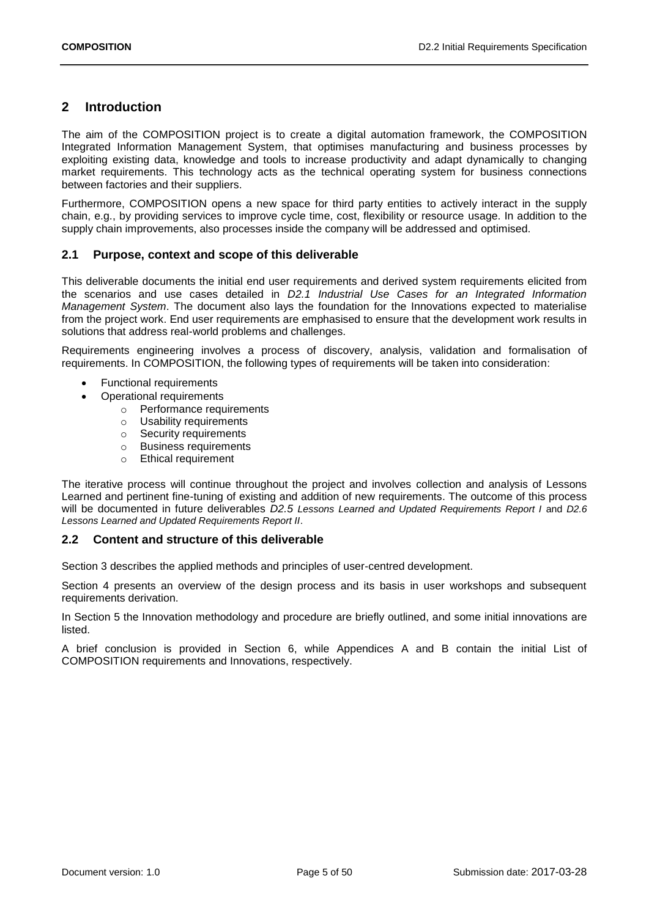# 2 Introduction

The aim of the COMPOSITION project is to create a digital automation framework, the COMPOSITION Integrated Information Management System, that optimises manufacturing and business processes by exploiting existing data, knowledge and tools to increase productivity and adapt dynamically to changing market requirements. This technology acts as the technical operating system for business connections between factories and their suppliers.

Furthermore, COMPOSITION opens a new space for third party entities to actively interact in the supply chain, e.g., by providing services to improve cycle time, cost, flexibility or resource usage. In addition to the supply chain improvements, also processes inside the company will be addressed and optimised.

## 2.1 Purpose, context and scope of this deliverable

This deliverable documents the initial end user requirements and derived system requirements elicited from the scenarios and use cases detailed in *D2.1 Industrial Use Cases for an Integrated Information Management System*. The document also lays the foundation for the Innovations expected to materialise from the project work. End user requirements are emphasised to ensure that the development work results in solutions that address real-world problems and challenges.

Requirements engineering involves a process of discovery, analysis, validation and formalisation of requirements. In COMPOSITION, the following types of requirements will be taken into consideration:

- Functional requirements
- Operational requirements
  - Performance requirements
  - Usability requirements
  - Security requirements
  - Business requirements
  - Ethical requirement

The iterative process will continue throughout the project and involves collection and analysis of Lessons Learned and pertinent fine-tuning of existing and addition of new requirements. The outcome of this process will be documented in future deliverables *D2.5 Lessons Learned and Updated Requirements Report I* and *D2.6 Lessons Learned and Updated Requirements Report II*.

## 2.2 Content and structure of this deliverable

Section 3 describes the applied methods and principles of user-centred development.

Section 4 presents an overview of the design process and its basis in user workshops and subsequent requirements derivation.

In Section 5 the Innovation methodology and procedure are briefly outlined, and some initial innovations are listed.

A brief conclusion is provided in Section 6, while Appendices A and B contain the initial List of COMPOSITION requirements and Innovations, respectively.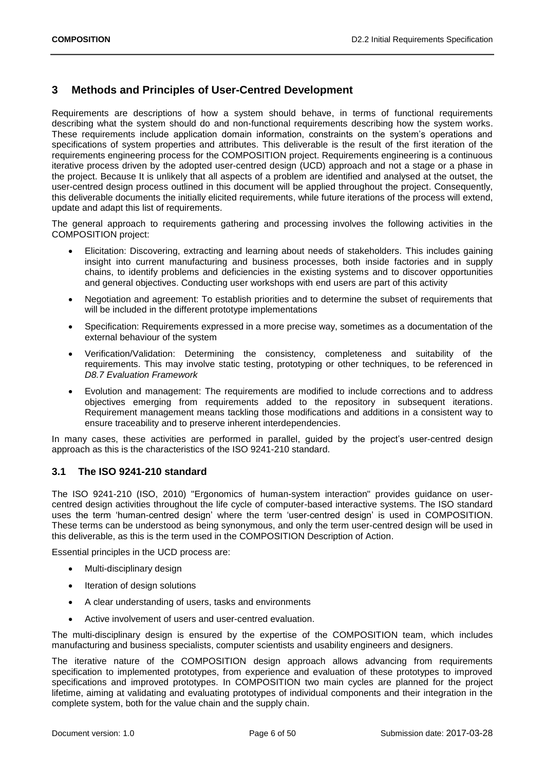# 3 Methods and Principles of User-Centred Development

Requirements are descriptions of how a system should behave, in terms of functional requirements describing what the system should do and non-functional requirements describing how the system works. These requirements include application domain information, constraints on the system's operations and specifications of system properties and attributes. This deliverable is the result of the first iteration of the requirements engineering process for the COMPOSITION project. Requirements engineering is a continuous iterative process driven by the adopted user-centred design (UCD) approach and not a stage or a phase in the project. Because It is unlikely that all aspects of a problem are identified and analysed at the outset, the user-centred design process outlined in this document will be applied throughout the project. Consequently, this deliverable documents the initially elicited requirements, while future iterations of the process will extend, update and adapt this list of requirements.

The general approach to requirements gathering and processing involves the following activities in the COMPOSITION project:

- Elicitation: Discovering, extracting and learning about needs of stakeholders. This includes gaining insight into current manufacturing and business processes, both inside factories and in supply chains, to identify problems and deficiencies in the existing systems and to discover opportunities and general objectives. Conducting user workshops with end users are part of this activity
- Negotiation and agreement: To establish priorities and to determine the subset of requirements that will be included in the different prototype implementations
- Specification: Requirements expressed in a more precise way, sometimes as a documentation of the external behaviour of the system
- Verification/Validation: Determining the consistency, completeness and suitability of the requirements. This may involve static testing, prototyping or other techniques, to be referenced in *D8.7 Evaluation Framework*
- Evolution and management: The requirements are modified to include corrections and to address objectives emerging from requirements added to the repository in subsequent iterations. Requirement management means tackling those modifications and additions in a consistent way to ensure traceability and to preserve inherent interdependencies.

In many cases, these activities are performed in parallel, guided by the project's user-centred design approach as this is the characteristics of the ISO 9241-210 standard.

## 3.1 The ISO 9241-210 standard

The ISO 9241-210 (ISO, 2010) "Ergonomics of human-system interaction" provides guidance on user-centred design activities throughout the life cycle of computer-based interactive systems. The ISO standard uses the term 'human-centred design' where the term 'user-centred design' is used in COMPOSITION. These terms can be understood as being synonymous, and only the term user-centred design will be used in this deliverable, as this is the term used in the COMPOSITION Description of Action.

Essential principles in the UCD process are:

- Multi-disciplinary design
- Iteration of design solutions
- A clear understanding of users, tasks and environments
- Active involvement of users and user-centred evaluation.

The multi-disciplinary design is ensured by the expertise of the COMPOSITION team, which includes manufacturing and business specialists, computer scientists and usability engineers and designers.

The iterative nature of the COMPOSITION design approach allows advancing from requirements specification to implemented prototypes, from experience and evaluation of these prototypes to improved specifications and improved prototypes. In COMPOSITION two main cycles are planned for the project lifetime, aiming at validating and evaluating prototypes of individual components and their integration in the complete system, both for the value chain and the supply chain.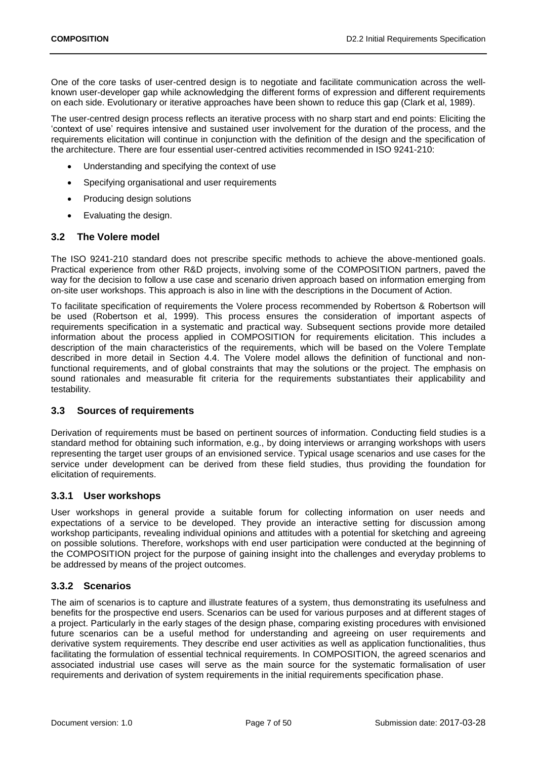One of the core tasks of user-centred design is to negotiate and facilitate communication across the well-known user-developer gap while acknowledging the different forms of expression and different requirements on each side. Evolutionary or iterative approaches have been shown to reduce this gap (Clark et al, 1989).

The user-centred design process reflects an iterative process with no sharp start and end points: Eliciting the 'context of use' requires intensive and sustained user involvement for the duration of the process, and the requirements elicitation will continue in conjunction with the definition of the design and the specification of the architecture. There are four essential user-centred activities recommended in ISO 9241-210:

- Understanding and specifying the context of use
- Specifying organisational and user requirements
- Producing design solutions
- Evaluating the design.

## 3.2 The Volere model

The ISO 9241-210 standard does not prescribe specific methods to achieve the above-mentioned goals. Practical experience from other R&D projects, involving some of the COMPOSITION partners, paved the way for the decision to follow a use case and scenario driven approach based on information emerging from on-site user workshops. This approach is also in line with the descriptions in the Document of Action.

To facilitate specification of requirements the Volere process recommended by Robertson & Robertson will be used (Robertson et al, 1999). This process ensures the consideration of important aspects of requirements specification in a systematic and practical way. Subsequent sections provide more detailed information about the process applied in COMPOSITION for requirements elicitation. This includes a description of the main characteristics of the requirements, which will be based on the Volere Template described in more detail in Section 4.4. The Volere model allows the definition of functional and non-functional requirements, and of global constraints that may the solutions or the project. The emphasis on sound rationales and measurable fit criteria for the requirements substantiates their applicability and testability.

## 3.3 Sources of requirements

Derivation of requirements must be based on pertinent sources of information. Conducting field studies is a standard method for obtaining such information, e.g., by doing interviews or arranging workshops with users representing the target user groups of an envisioned service. Typical usage scenarios and use cases for the service under development can be derived from these field studies, thus providing the foundation for elicitation of requirements.

### 3.3.1 User workshops

User workshops in general provide a suitable forum for collecting information on user needs and expectations of a service to be developed. They provide an interactive setting for discussion among workshop participants, revealing individual opinions and attitudes with a potential for sketching and agreeing on possible solutions. Therefore, workshops with end user participation were conducted at the beginning of the COMPOSITION project for the purpose of gaining insight into the challenges and everyday problems to be addressed by means of the project outcomes.

### 3.3.2 Scenarios

The aim of scenarios is to capture and illustrate features of a system, thus demonstrating its usefulness and benefits for the prospective end users. Scenarios can be used for various purposes and at different stages of a project. Particularly in the early stages of the design phase, comparing existing procedures with envisioned future scenarios can be a useful method for understanding and agreeing on user requirements and derivative system requirements. They describe end user activities as well as application functionalities, thus facilitating the formulation of essential technical requirements. In COMPOSITION, the agreed scenarios and associated industrial use cases will serve as the main source for the systematic formalisation of user requirements and derivation of system requirements in the initial requirements specification phase.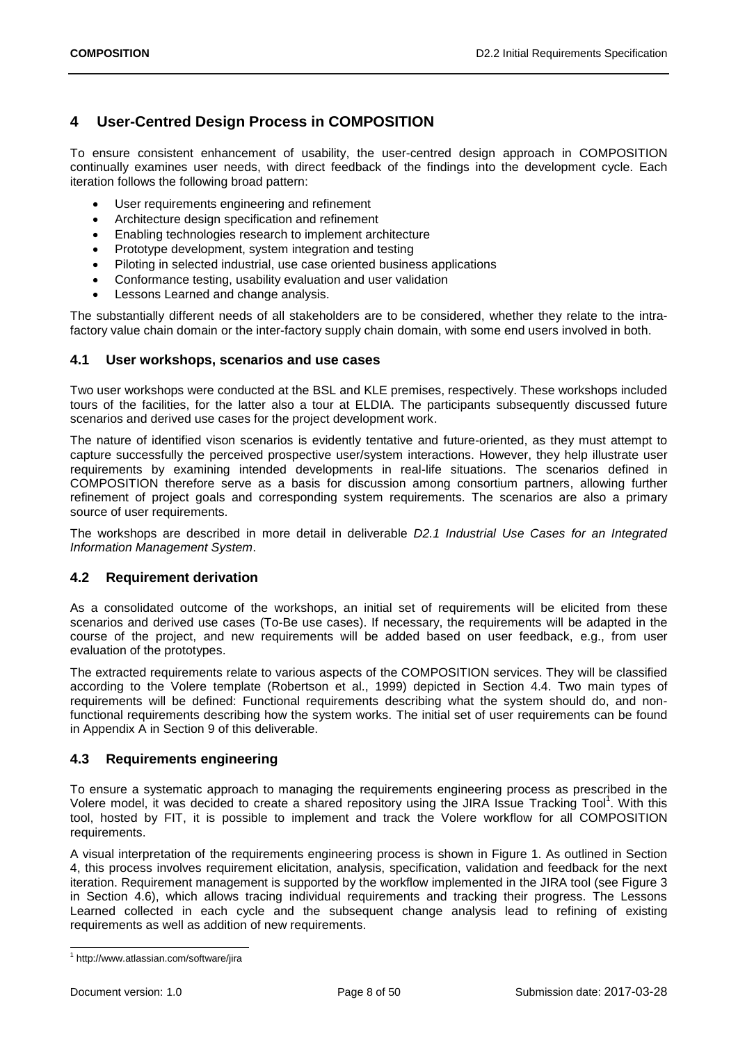# 4 User-Centred Design Process in COMPOSITION

To ensure consistent enhancement of usability, the user-centred design approach in COMPOSITION continually examines user needs, with direct feedback of the findings into the development cycle. Each iteration follows the following broad pattern:

- User requirements engineering and refinement
- Architecture design specification and refinement
- Enabling technologies research to implement architecture
- Prototype development, system integration and testing
- Piloting in selected industrial, use case oriented business applications
- Conformance testing, usability evaluation and user validation
- Lessons Learned and change analysis.

The substantially different needs of all stakeholders are to be considered, whether they relate to the intra-factory value chain domain or the inter-factory supply chain domain, with some end users involved in both.

## 4.1 User workshops, scenarios and use cases

Two user workshops were conducted at the BSL and KLE premises, respectively. These workshops included tours of the facilities, for the latter also a tour at ELDIA. The participants subsequently discussed future scenarios and derived use cases for the project development work.

The nature of identified vison scenarios is evidently tentative and future-oriented, as they must attempt to capture successfully the perceived prospective user/system interactions. However, they help illustrate user requirements by examining intended developments in real-life situations. The scenarios defined in COMPOSITION therefore serve as a basis for discussion among consortium partners, allowing further refinement of project goals and corresponding system requirements. The scenarios are also a primary source of user requirements.

The workshops are described in more detail in deliverable *D2.1 Industrial Use Cases for an Integrated Information Management System*.

## 4.2 Requirement derivation

As a consolidated outcome of the workshops, an initial set of requirements will be elicited from these scenarios and derived use cases (To-Be use cases). If necessary, the requirements will be adapted in the course of the project, and new requirements will be added based on user feedback, e.g., from user evaluation of the prototypes.

The extracted requirements relate to various aspects of the COMPOSITION services. They will be classified according to the Volere template (Robertson et al., 1999) depicted in Section 4.4. Two main types of requirements will be defined: Functional requirements describing what the system should do, and non-functional requirements describing how the system works. The initial set of user requirements can be found in Appendix A in Section 9 of this deliverable.

## 4.3 Requirements engineering

To ensure a systematic approach to managing the requirements engineering process as prescribed in the Volere model, it was decided to create a shared repository using the JIRA Issue Tracking Tool[1]. With this tool, hosted by FIT, it is possible to implement and track the Volere workflow for all COMPOSITION requirements.

A visual interpretation of the requirements engineering process is shown in Figure 1. As outlined in Section 4, this process involves requirement elicitation, analysis, specification, validation and feedback for the next iteration. Requirement management is supported by the workflow implemented in the JIRA tool (see Figure 3 in Section 4.6), which allows tracing individual requirements and tracking their progress. The Lessons Learned collected in each cycle and the subsequent change analysis lead to refining of existing requirements as well as addition of new requirements.

[1] http://www.atlassian.com/software/jira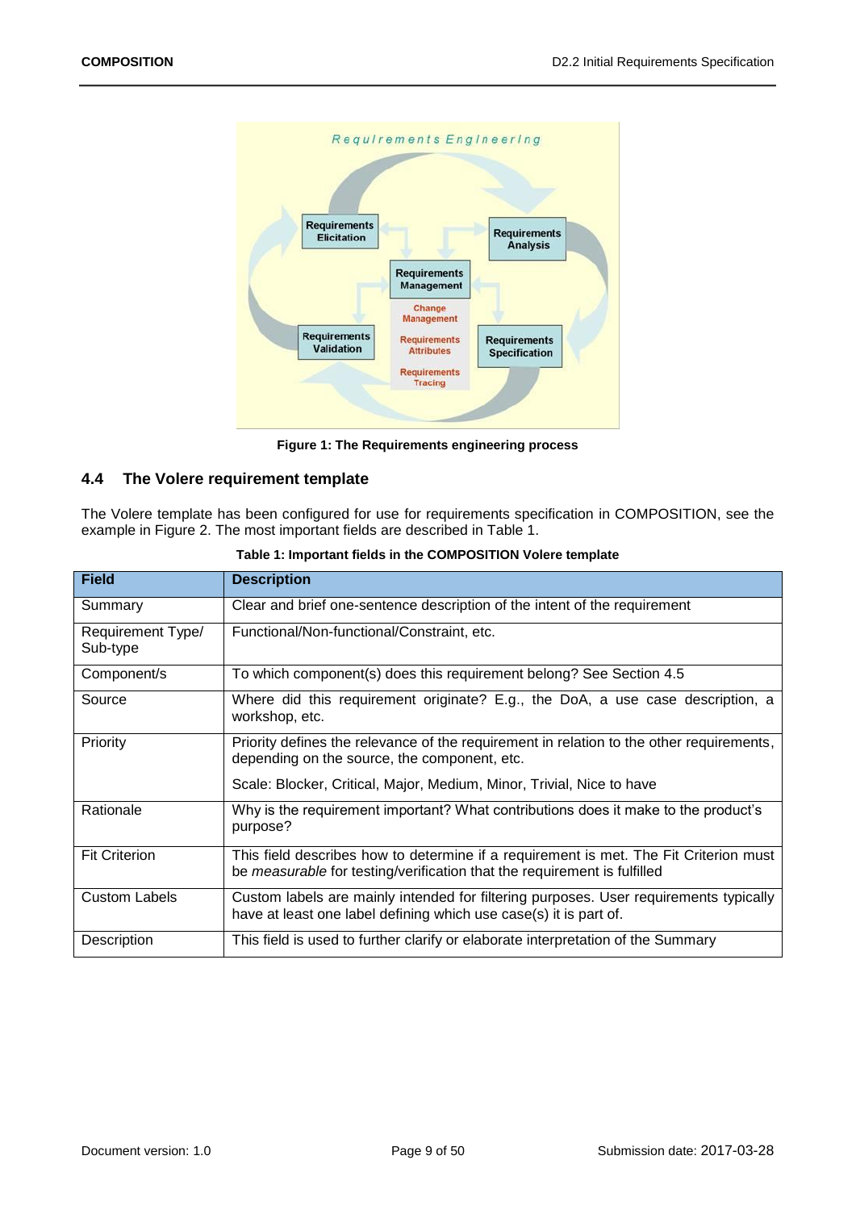Figure 1: The Requirements engineering process

## 4.4 The Volere requirement template

The Volere template has been configured for use for requirements specification in COMPOSITION, see the example in Figure 2. The most important fields are described in Table 1.

**Table 1: Important fields in the COMPOSITION Volere template**

| Field | Description |
|---|---|
| Summary | Clear and brief one-sentence description of the intent of the requirement |
| Requirement Type/ Sub-type | Functional/Non-functional/Constraint, etc. |
| Component/s | To which component(s) does this requirement belong? See Section 4.5 |
| Source | Where did this requirement originate? E.g., the DoA, a use case description, a workshop, etc. |
| Priority | Priority defines the relevance of the requirement in relation to the other requirements, depending on the source, the component, etc.<br><br>Scale: Blocker, Critical, Major, Medium, Minor, Trivial, Nice to have |
| Rationale | Why is the requirement important? What contributions does it make to the product's purpose? |
| Fit Criterion | This field describes how to determine if a requirement is met. The Fit Criterion must be *measurable* for testing/verification that the requirement is fulfilled |
| Custom Labels | Custom labels are mainly intended for filtering purposes. User requirements typically have at least one label defining which use case(s) it is part of. |
| Description | This field is used to further clarify or elaborate interpretation of the Summary |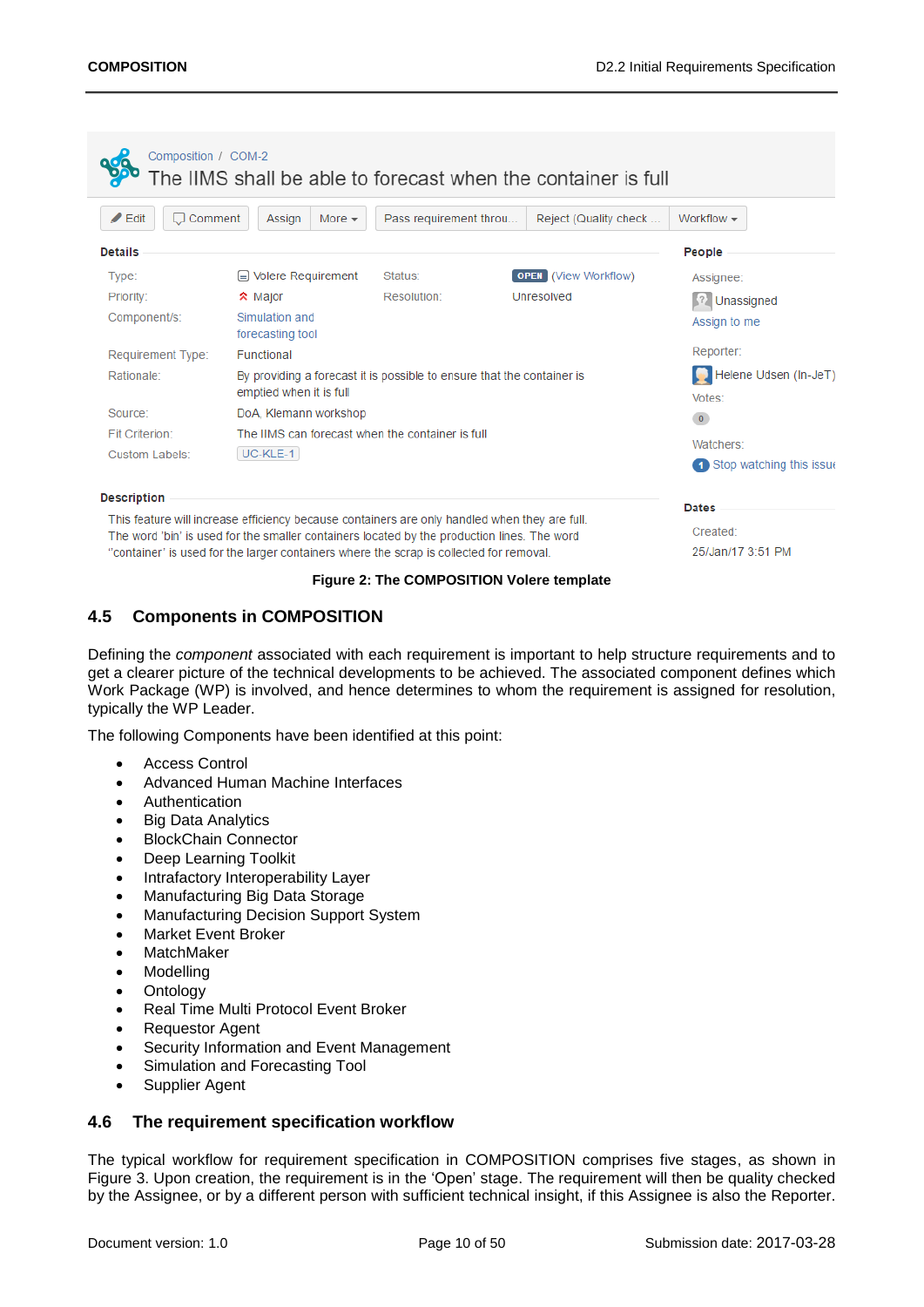Composition / COM-2

The IIMS shall be able to forecast when the container is full

Edit | Comment | Assign | More | Pass requirement throu... | Reject (Quality check ... | Workflow

**Details**

| | | | |
|---|---|---|---|
| Type: | Volere Requirement | Status: | OPEN (View Workflow) |
| Priority: | Major | Resolution: | Unresolved |
| Component/s: | Simulation and forecasting tool | | |
| Requirement Type: | Functional | | |
| Rationale: | By providing a forecast it is possible to ensure that the container is emptied when it is full | | |
| Source: | DoA, Klemann workshop | | |
| Fit Criterion: | The IIMS can forecast when the container is full | | |
| Custom Labels: | UC-KLE-1 | | |

**Description**

This feature will increase efficiency because containers are only handled when they are full. The word 'bin' is used for the smaller containers located by the production lines. The word "container" is used for the larger containers where the scrap is collected for removal.

**People**

Assignee: Unassigned
Assign to me

Reporter: Helene Udsen (In-JeT)

Votes: 0

Watchers: 1 Stop watching this issue

**Dates**

Created: 25/Jan/17 3:51 PM

**Figure 2: The COMPOSITION Volere template**

## 4.5 Components in COMPOSITION

Defining the *component* associated with each requirement is important to help structure requirements and to get a clearer picture of the technical developments to be achieved. The associated component defines which Work Package (WP) is involved, and hence determines to whom the requirement is assigned for resolution, typically the WP Leader.

The following Components have been identified at this point:

- Access Control
- Advanced Human Machine Interfaces
- Authentication
- Big Data Analytics
- BlockChain Connector
- Deep Learning Toolkit
- Intrafactory Interoperability Layer
- Manufacturing Big Data Storage
- Manufacturing Decision Support System
- Market Event Broker
- MatchMaker
- Modelling
- Ontology
- Real Time Multi Protocol Event Broker
- Requestor Agent
- Security Information and Event Management
- Simulation and Forecasting Tool
- Supplier Agent

## 4.6 The requirement specification workflow

The typical workflow for requirement specification in COMPOSITION comprises five stages, as shown in Figure 3. Upon creation, the requirement is in the 'Open' stage. The requirement will then be quality checked by the Assignee, or by a different person with sufficient technical insight, if this Assignee is also the Reporter.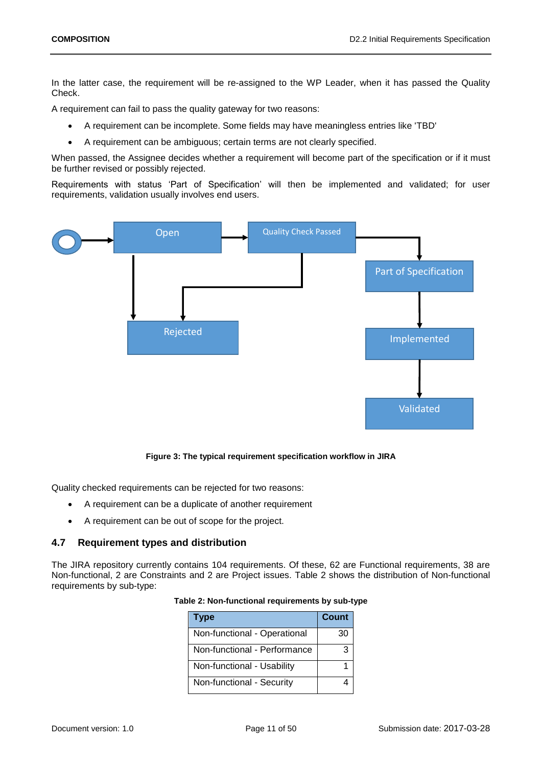In the latter case, the requirement will be re-assigned to the WP Leader, when it has passed the Quality Check.

A requirement can fail to pass the quality gateway for two reasons:

- A requirement can be incomplete. Some fields may have meaningless entries like 'TBD'
- A requirement can be ambiguous; certain terms are not clearly specified.

When passed, the Assignee decides whether a requirement will become part of the specification or if it must be further revised or possibly rejected.

Requirements with status 'Part of Specification' will then be implemented and validated; for user requirements, validation usually involves end users.

**Figure 3: The typical requirement specification workflow in JIRA**

Quality checked requirements can be rejected for two reasons:

- A requirement can be a duplicate of another requirement
- A requirement can be out of scope for the project.

## 4.7 Requirement types and distribution

The JIRA repository currently contains 104 requirements. Of these, 62 are Functional requirements, 38 are Non-functional, 2 are Constraints and 2 are Project issues. Table 2 shows the distribution of Non-functional requirements by sub-type:

**Table 2: Non-functional requirements by sub-type**

| Type | Count |
|---|---|
| Non-functional - Operational | 30 |
| Non-functional - Performance | 3 |
| Non-functional - Usability | 1 |
| Non-functional - Security | 4 |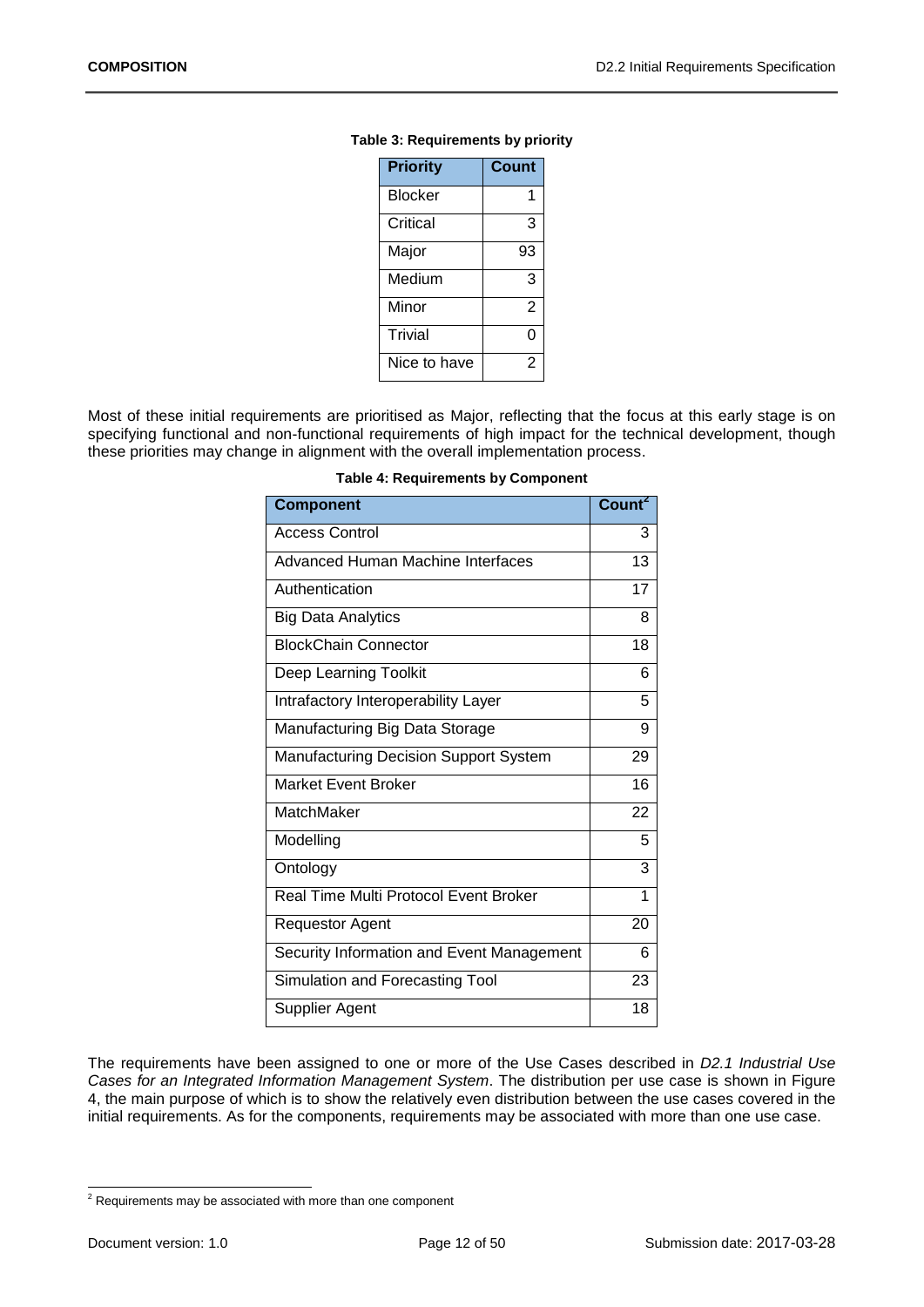**Table 3: Requirements by priority**

| Priority | Count |
|---|---|
| Blocker | 1 |
| Critical | 3 |
| Major | 93 |
| Medium | 3 |
| Minor | 2 |
| Trivial | 0 |
| Nice to have | 2 |

Most of these initial requirements are prioritised as Major, reflecting that the focus at this early stage is on specifying functional and non-functional requirements of high impact for the technical development, though these priorities may change in alignment with the overall implementation process.

**Table 4: Requirements by Component**

| Component | Count[2] |
|---|---|
| Access Control | 3 |
| Advanced Human Machine Interfaces | 13 |
| Authentication | 17 |
| Big Data Analytics | 8 |
| BlockChain Connector | 18 |
| Deep Learning Toolkit | 6 |
| Intrafactory Interoperability Layer | 5 |
| Manufacturing Big Data Storage | 9 |
| Manufacturing Decision Support System | 29 |
| Market Event Broker | 16 |
| MatchMaker | 22 |
| Modelling | 5 |
| Ontology | 3 |
| Real Time Multi Protocol Event Broker | 1 |
| Requestor Agent | 20 |
| Security Information and Event Management | 6 |
| Simulation and Forecasting Tool | 23 |
| Supplier Agent | 18 |

The requirements have been assigned to one or more of the Use Cases described in *D2.1 Industrial Use Cases for an Integrated Information Management System*. The distribution per use case is shown in Figure 4, the main purpose of which is to show the relatively even distribution between the use cases covered in the initial requirements. As for the components, requirements may be associated with more than one use case.

[2] Requirements may be associated with more than one component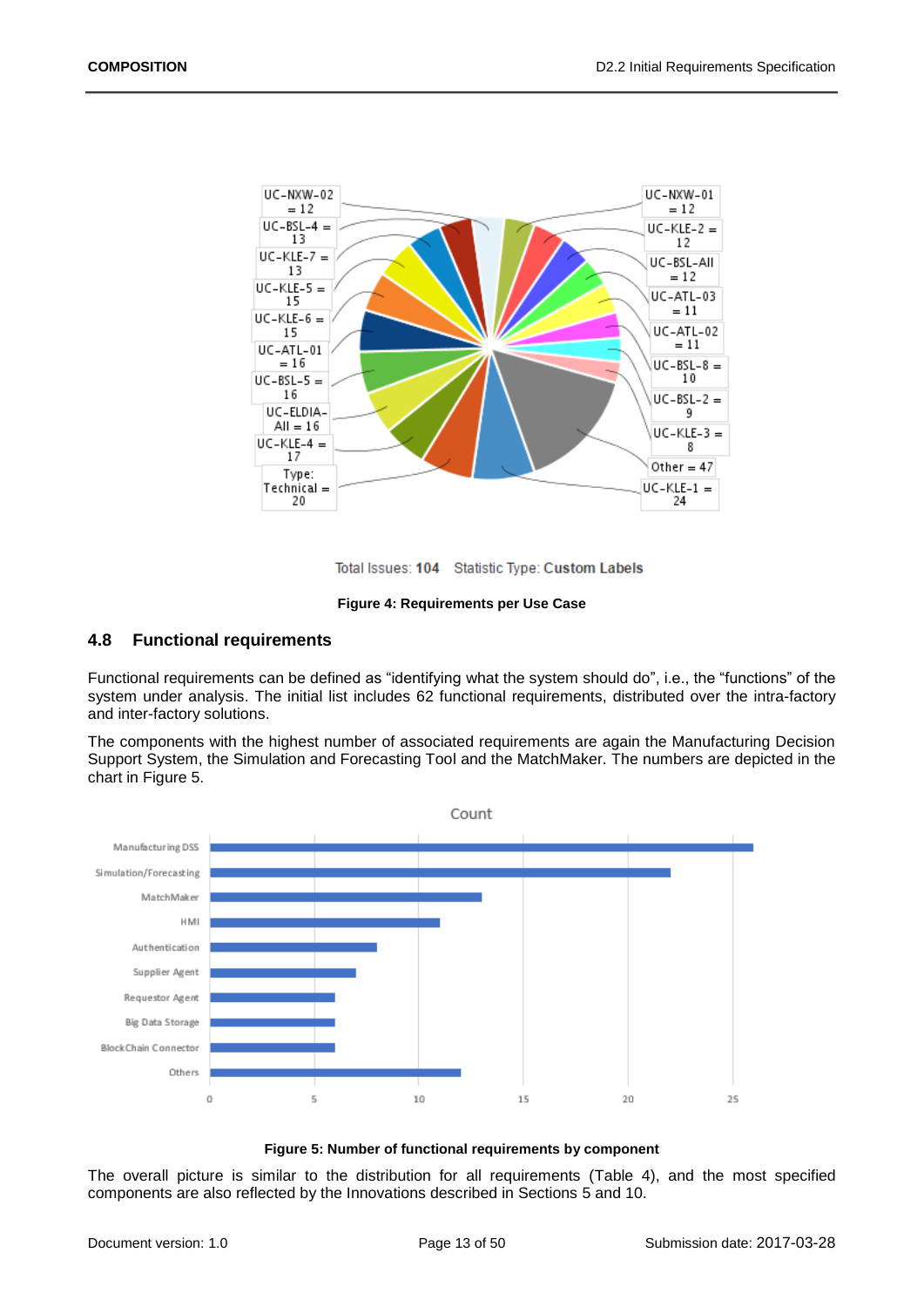Total Issues: **104** Statistic Type: **Custom Labels**

**Figure 4: Requirements per Use Case**

## 4.8 Functional requirements

Functional requirements can be defined as “identifying what the system should do”, i.e., the “functions” of the system under analysis. The initial list includes 62 functional requirements, distributed over the intra-factory and inter-factory solutions.

The components with the highest number of associated requirements are again the Manufacturing Decision Support System, the Simulation and Forecasting Tool and the MatchMaker. The numbers are depicted in the chart in Figure 5.

**Figure 5: Number of functional requirements by component**

The overall picture is similar to the distribution for all requirements (Table 4), and the most specified components are also reflected by the Innovations described in Sections 5 and 10.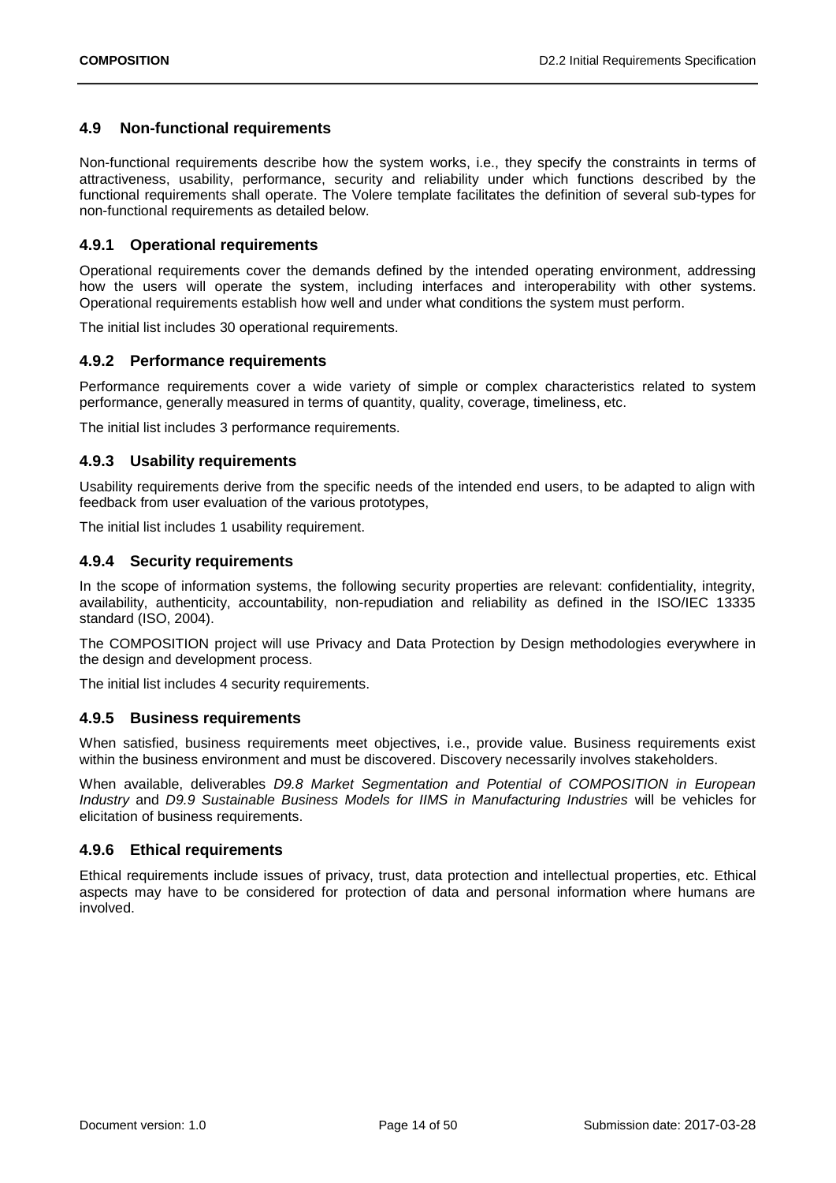## 4.9 Non-functional requirements

Non-functional requirements describe how the system works, i.e., they specify the constraints in terms of attractiveness, usability, performance, security and reliability under which functions described by the functional requirements shall operate. The Volere template facilitates the definition of several sub-types for non-functional requirements as detailed below.

### 4.9.1 Operational requirements

Operational requirements cover the demands defined by the intended operating environment, addressing how the users will operate the system, including interfaces and interoperability with other systems. Operational requirements establish how well and under what conditions the system must perform.

The initial list includes 30 operational requirements.

### 4.9.2 Performance requirements

Performance requirements cover a wide variety of simple or complex characteristics related to system performance, generally measured in terms of quantity, quality, coverage, timeliness, etc.

The initial list includes 3 performance requirements.

### 4.9.3 Usability requirements

Usability requirements derive from the specific needs of the intended end users, to be adapted to align with feedback from user evaluation of the various prototypes,

The initial list includes 1 usability requirement.

### 4.9.4 Security requirements

In the scope of information systems, the following security properties are relevant: confidentiality, integrity, availability, authenticity, accountability, non-repudiation and reliability as defined in the ISO/IEC 13335 standard (ISO, 2004).

The COMPOSITION project will use Privacy and Data Protection by Design methodologies everywhere in the design and development process.

The initial list includes 4 security requirements.

### 4.9.5 Business requirements

When satisfied, business requirements meet objectives, i.e., provide value. Business requirements exist within the business environment and must be discovered. Discovery necessarily involves stakeholders.

When available, deliverables *D9.8 Market Segmentation and Potential of COMPOSITION in European Industry* and *D9.9 Sustainable Business Models for IIMS in Manufacturing Industries* will be vehicles for elicitation of business requirements.

### 4.9.6 Ethical requirements

Ethical requirements include issues of privacy, trust, data protection and intellectual properties, etc. Ethical aspects may have to be considered for protection of data and personal information where humans are involved.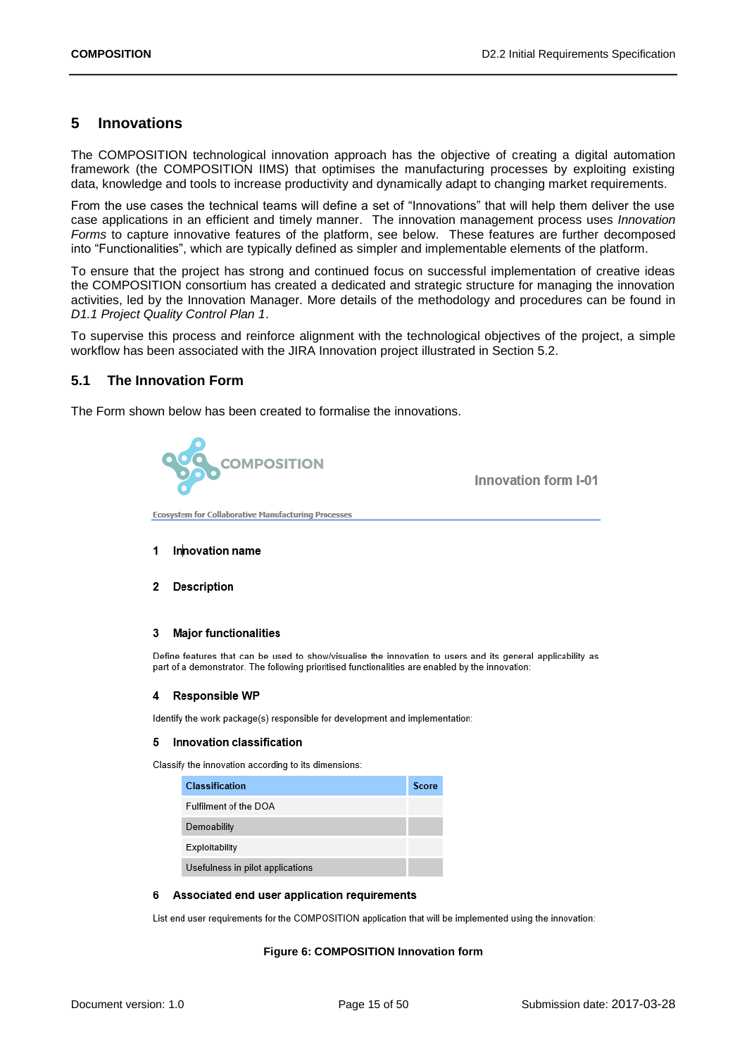# 5 Innovations

The COMPOSITION technological innovation approach has the objective of creating a digital automation framework (the COMPOSITION IIMS) that optimises the manufacturing processes by exploiting existing data, knowledge and tools to increase productivity and dynamically adapt to changing market requirements.

From the use cases the technical teams will define a set of "Innovations" that will help them deliver the use case applications in an efficient and timely manner. The innovation management process uses *Innovation Forms* to capture innovative features of the platform, see below. These features are further decomposed into "Functionalities", which are typically defined as simpler and implementable elements of the platform.

To ensure that the project has strong and continued focus on successful implementation of creative ideas the COMPOSITION consortium has created a dedicated and strategic structure for managing the innovation activities, led by the Innovation Manager. More details of the methodology and procedures can be found in *D1.1 Project Quality Control Plan 1*.

To supervise this process and reinforce alignment with the technological objectives of the project, a simple workflow has been associated with the JIRA Innovation project illustrated in Section 5.2.

## 5.1 The Innovation Form

The Form shown below has been created to formalise the innovations.

COMPOSITION

Ecosystem for Collaborative Manufacturing Processes

**Innovation form I-01**

**1 Innovation name**

**2 Description**

**3 Major functionalities**

Define features that can be used to show/visualise the innovation to users and its general applicability as part of a demonstrator. The following prioritised functionalities are enabled by the innovation:

**4 Responsible WP**

Identify the work package(s) responsible for development and implementation:

**5 Innovation classification**

Classify the innovation according to its dimensions:

| Classification | Score |
|---|---|
| Fulfilment of the DOA | |
| Demoability | |
| Exploitability | |
| Usefulness in pilot applications | |

**6 Associated end user application requirements**

List end user requirements for the COMPOSITION application that will be implemented using the innovation:

**Figure 6: COMPOSITION Innovation form**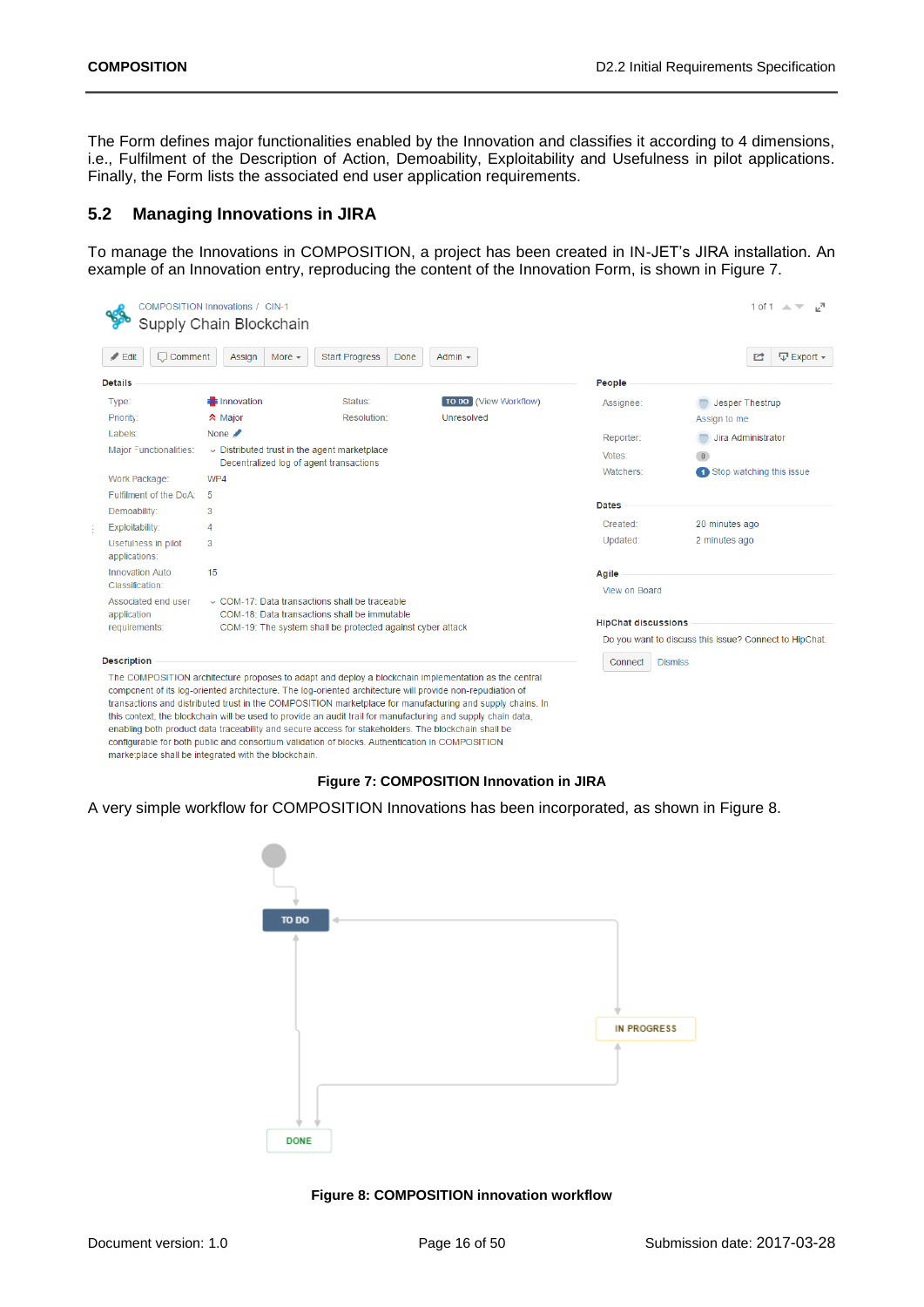The Form defines major functionalities enabled by the Innovation and classifies it according to 4 dimensions, i.e., Fulfilment of the Description of Action, Demoability, Exploitability and Usefulness in pilot applications. Finally, the Form lists the associated end user application requirements.

## 5.2 Managing Innovations in JIRA

To manage the Innovations in COMPOSITION, a project has been created in IN-JET's JIRA installation. An example of an Innovation entry, reproducing the content of the Innovation Form, is shown in Figure 7.

**Figure 7: COMPOSITION Innovation in JIRA**

A very simple workflow for COMPOSITION Innovations has been incorporated, as shown in Figure 8.

**Figure 8: COMPOSITION innovation workflow**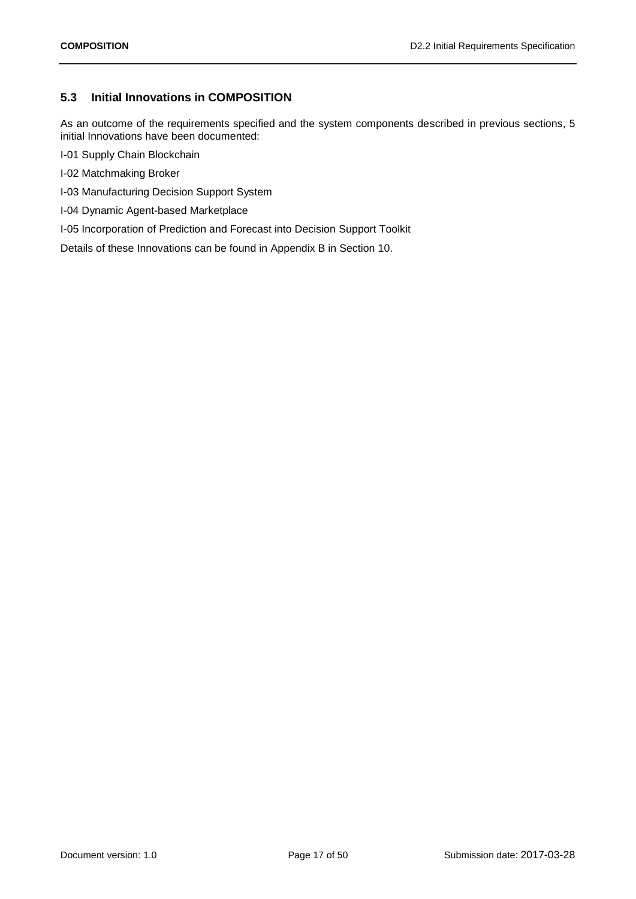### 5.3 Initial Innovations in COMPOSITION

As an outcome of the requirements specified and the system components described in previous sections, 5 initial Innovations have been documented:

I-01 Supply Chain Blockchain

I-02 Matchmaking Broker

I-03 Manufacturing Decision Support System

I-04 Dynamic Agent-based Marketplace

I-05 Incorporation of Prediction and Forecast into Decision Support Toolkit

Details of these Innovations can be found in Appendix B in Section 10.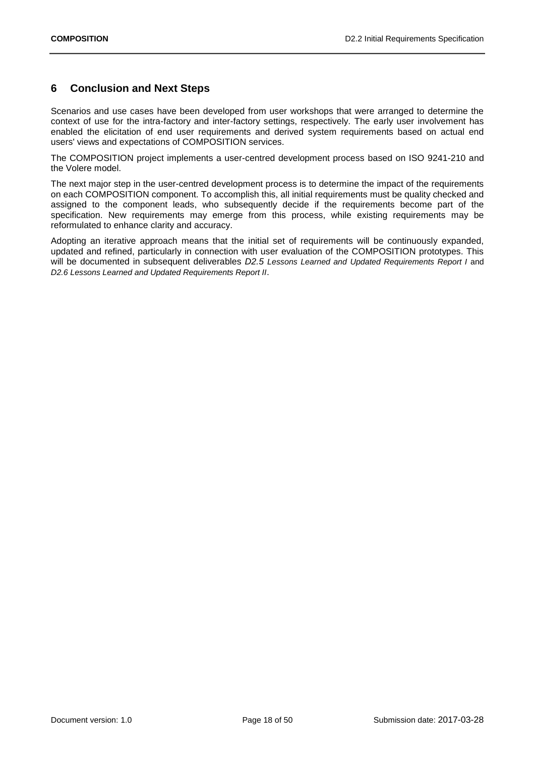## 6 Conclusion and Next Steps

Scenarios and use cases have been developed from user workshops that were arranged to determine the context of use for the intra-factory and inter-factory settings, respectively. The early user involvement has enabled the elicitation of end user requirements and derived system requirements based on actual end users' views and expectations of COMPOSITION services.

The COMPOSITION project implements a user-centred development process based on ISO 9241-210 and the Volere model.

The next major step in the user-centred development process is to determine the impact of the requirements on each COMPOSITION component. To accomplish this, all initial requirements must be quality checked and assigned to the component leads, who subsequently decide if the requirements become part of the specification. New requirements may emerge from this process, while existing requirements may be reformulated to enhance clarity and accuracy.

Adopting an iterative approach means that the initial set of requirements will be continuously expanded, updated and refined, particularly in connection with user evaluation of the COMPOSITION prototypes. This will be documented in subsequent deliverables *D2.5 Lessons Learned and Updated Requirements Report I* and *D2.6 Lessons Learned and Updated Requirements Report II*.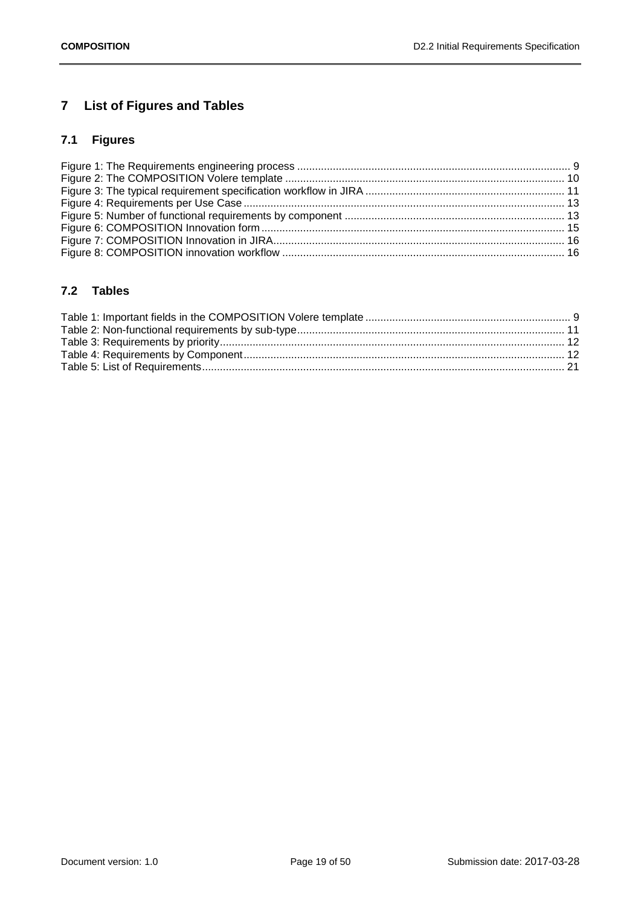# 7 List of Figures and Tables

## 7.1 Figures

Figure 1: The Requirements engineering process ........................................................................................... 9
Figure 2: The COMPOSITION Volere template ............................................................................................. 10
Figure 3: The typical requirement specification workflow in JIRA .................................................................. 11
Figure 4: Requirements per Use Case ........................................................................................................... 13
Figure 5: Number of functional requirements by component .......................................................................... 13
Figure 6: COMPOSITION Innovation form ..................................................................................................... 15
Figure 7: COMPOSITION Innovation in JIRA.................................................................................................. 16
Figure 8: COMPOSITION innovation workflow .............................................................................................. 16

## 7.2 Tables

Table 1: Important fields in the COMPOSITION Volere template ..................................................................... 9
Table 2: Non-functional requirements by sub-type.......................................................................................... 11
Table 3: Requirements by priority.................................................................................................................... 12
Table 4: Requirements by Component............................................................................................................ 12
Table 5: List of Requirements.......................................................................................................................... 21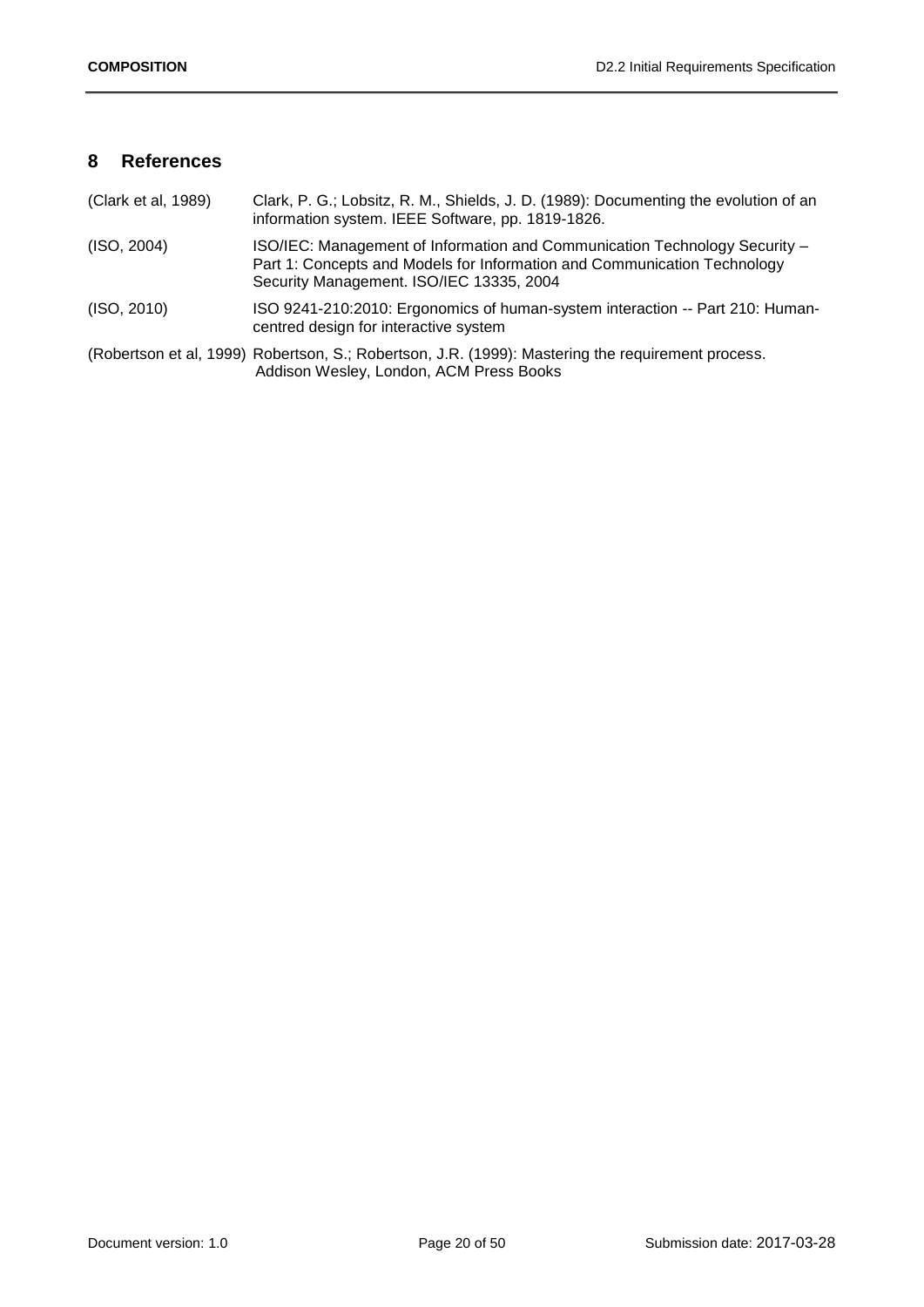# 8 References

(Clark et al, 1989) Clark, P. G.; Lobsitz, R. M., Shields, J. D. (1989): Documenting the evolution of an information system. IEEE Software, pp. 1819-1826.

(ISO, 2004) ISO/IEC: Management of Information and Communication Technology Security – Part 1: Concepts and Models for Information and Communication Technology Security Management. ISO/IEC 13335, 2004

(ISO, 2010) ISO 9241-210:2010: Ergonomics of human-system interaction -- Part 210: Human-centred design for interactive system

(Robertson et al, 1999) Robertson, S.; Robertson, J.R. (1999): Mastering the requirement process. Addison Wesley, London, ACM Press Books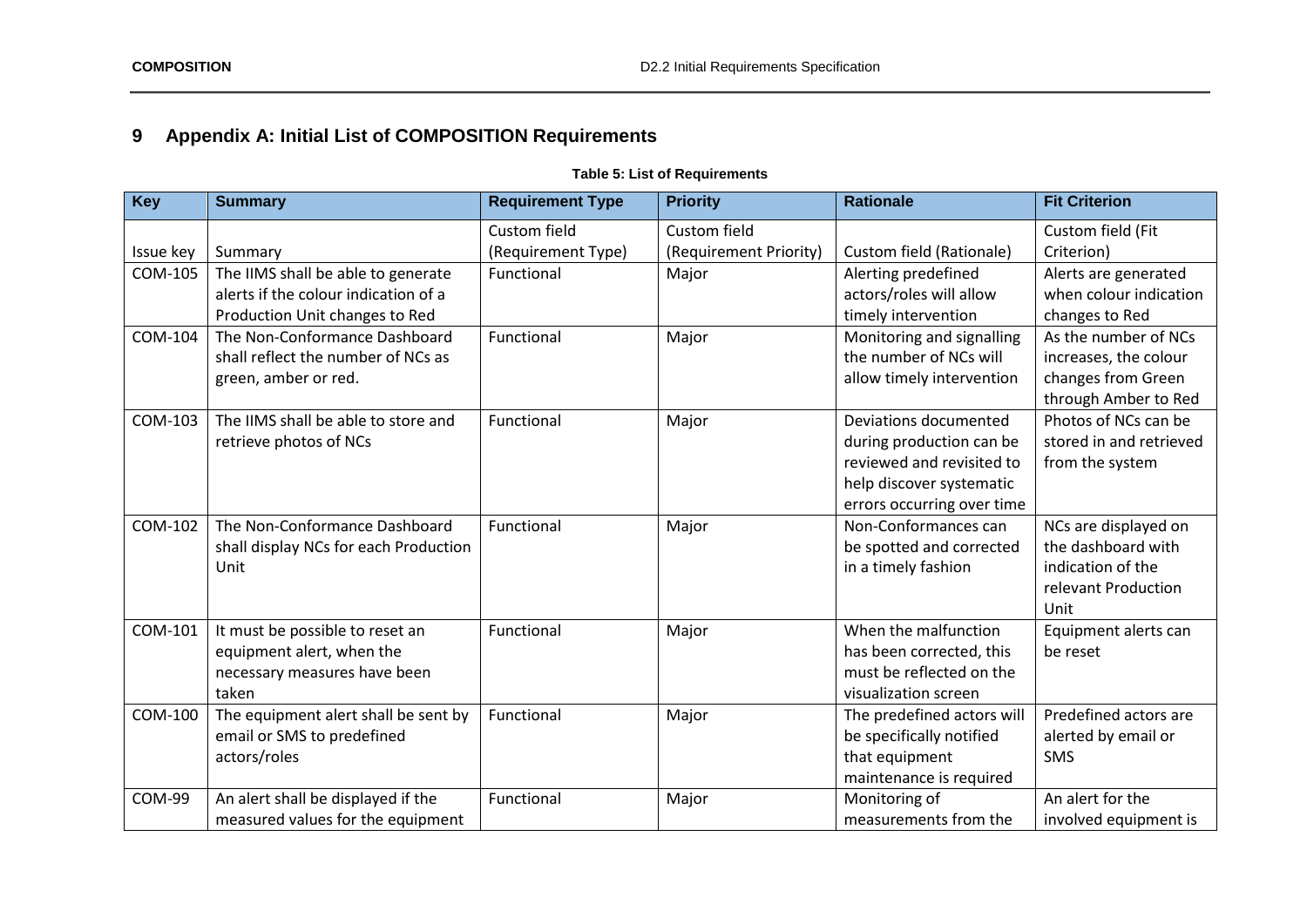# 9 Appendix A: Initial List of COMPOSITION Requirements

**Table 5: List of Requirements**

| Key | Summary | Requirement Type | Priority | Rationale | Fit Criterion |
|---|---|---|---|---|---|
| Issue key | Summary | Custom field (Requirement Type) | Custom field (Requirement Priority) | Custom field (Rationale) | Custom field (Fit Criterion) |
| COM-105 | The IIMS shall be able to generate alerts if the colour indication of a Production Unit changes to Red | Functional | Major | Alerting predefined actors/roles will allow timely intervention | Alerts are generated when colour indication changes to Red |
| COM-104 | The Non-Conformance Dashboard shall reflect the number of NCs as green, amber or red. | Functional | Major | Monitoring and signalling the number of NCs will allow timely intervention | As the number of NCs increases, the colour changes from Green through Amber to Red |
| COM-103 | The IIMS shall be able to store and retrieve photos of NCs | Functional | Major | Deviations documented during production can be reviewed and revisited to help discover systematic errors occurring over time | Photos of NCs can be stored in and retrieved from the system |
| COM-102 | The Non-Conformance Dashboard shall display NCs for each Production Unit | Functional | Major | Non-Conformances can be spotted and corrected in a timely fashion | NCs are displayed on the dashboard with indication of the relevant Production Unit |
| COM-101 | It must be possible to reset an equipment alert, when the necessary measures have been taken | Functional | Major | When the malfunction has been corrected, this must be reflected on the visualization screen | Equipment alerts can be reset |
| COM-100 | The equipment alert shall be sent by email or SMS to predefined actors/roles | Functional | Major | The predefined actors will be specifically notified that equipment maintenance is required | Predefined actors are alerted by email or SMS |
| COM-99 | An alert shall be displayed if the measured values for the equipment | Functional | Major | Monitoring of measurements from the | An alert for the involved equipment is |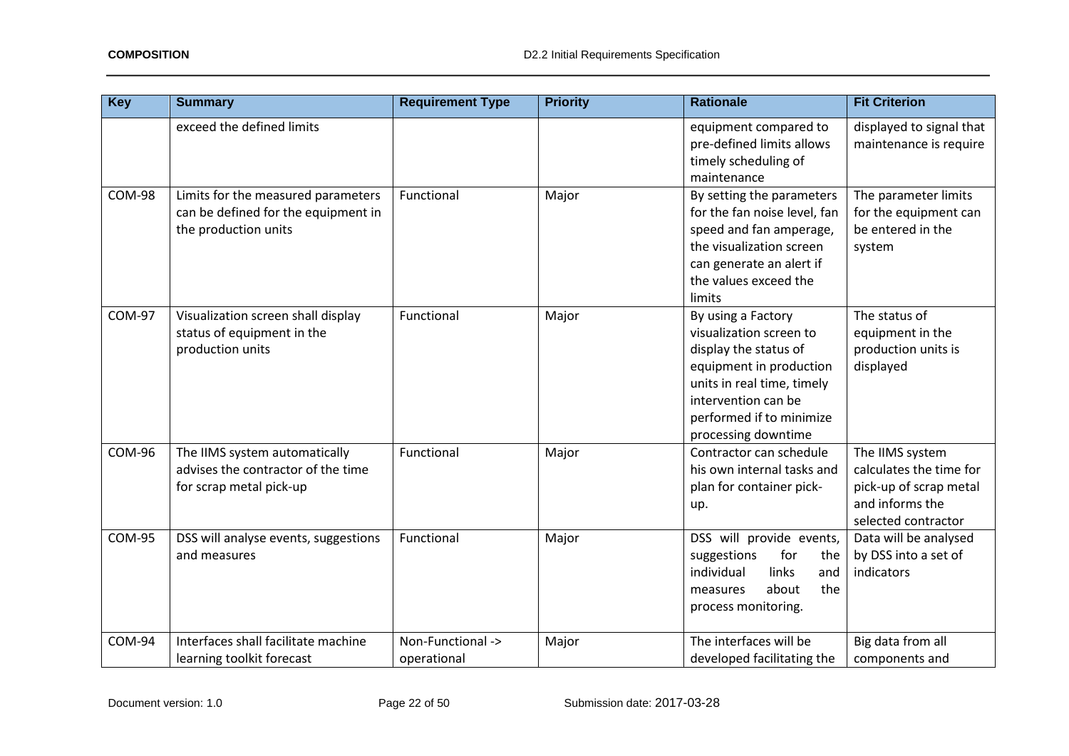| Key | Summary | Requirement Type | Priority | Rationale | Fit Criterion |
| --- | --- | --- | --- | --- | --- |
| | exceed the defined limits | | | equipment compared to pre-defined limits allows timely scheduling of maintenance | displayed to signal that maintenance is require |
| COM-98 | Limits for the measured parameters can be defined for the equipment in the production units | Functional | Major | By setting the parameters for the fan noise level, fan speed and fan amperage, the visualization screen can generate an alert if the values exceed the limits | The parameter limits for the equipment can be entered in the system |
| COM-97 | Visualization screen shall display status of equipment in the production units | Functional | Major | By using a Factory visualization screen to display the status of equipment in production units in real time, timely intervention can be performed if to minimize processing downtime | The status of equipment in the production units is displayed |
| COM-96 | The IIMS system automatically advises the contractor of the time for scrap metal pick-up | Functional | Major | Contractor can schedule his own internal tasks and plan for container pick-up. | The IIMS system calculates the time for pick-up of scrap metal and informs the selected contractor |
| COM-95 | DSS will analyse events, suggestions and measures | Functional | Major | DSS will provide events, suggestions for the individual links and measures about the process monitoring. | Data will be analysed by DSS into a set of indicators |
| COM-94 | Interfaces shall facilitate machine learning toolkit forecast | Non-Functional -> operational | Major | The interfaces will be developed facilitating the | Big data from all components and |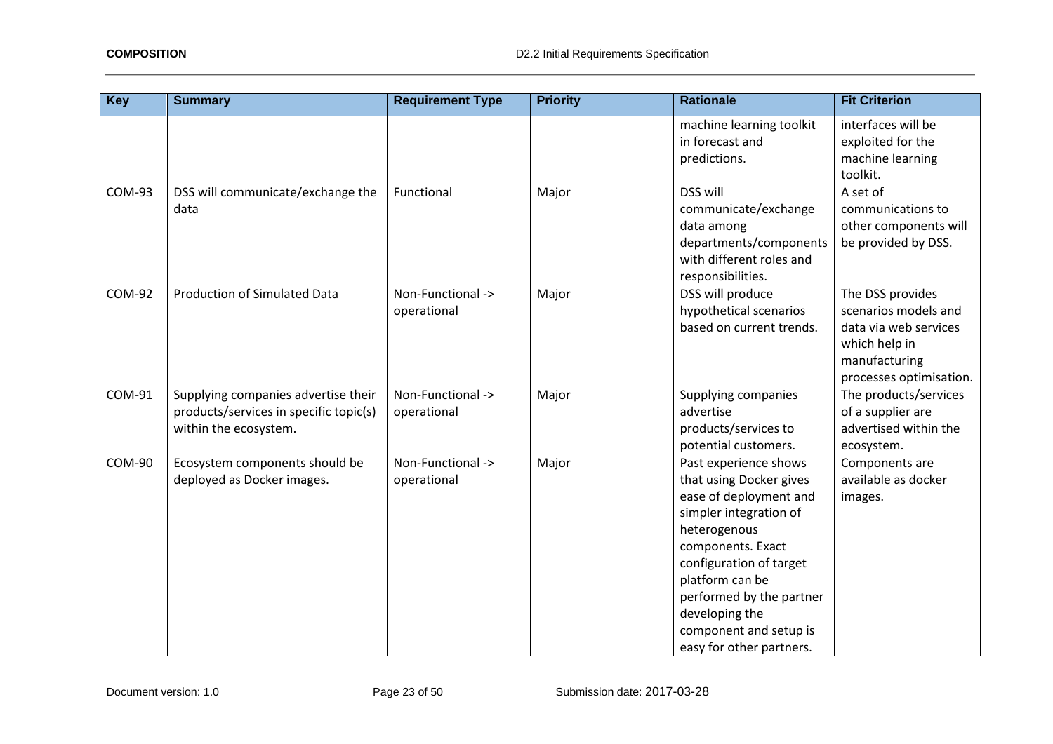| Key | Summary | Requirement Type | Priority | Rationale | Fit Criterion |
|---|---|---|---|---|---|
| | | | | machine learning toolkit in forecast and predictions. | interfaces will be exploited for the machine learning toolkit. |
| COM-93 | DSS will communicate/exchange the data | Functional | Major | DSS will communicate/exchange data among departments/components with different roles and responsibilities. | A set of communications to other components will be provided by DSS. |
| COM-92 | Production of Simulated Data | Non-Functional -> operational | Major | DSS will produce hypothetical scenarios based on current trends. | The DSS provides scenarios models and data via web services which help in manufacturing processes optimisation. |
| COM-91 | Supplying companies advertise their products/services in specific topic(s) within the ecosystem. | Non-Functional -> operational | Major | Supplying companies advertise products/services to potential customers. | The products/services of a supplier are advertised within the ecosystem. |
| COM-90 | Ecosystem components should be deployed as Docker images. | Non-Functional -> operational | Major | Past experience shows that using Docker gives ease of deployment and simpler integration of heterogenous components. Exact configuration of target platform can be performed by the partner developing the component and setup is easy for other partners. | Components are available as docker images. |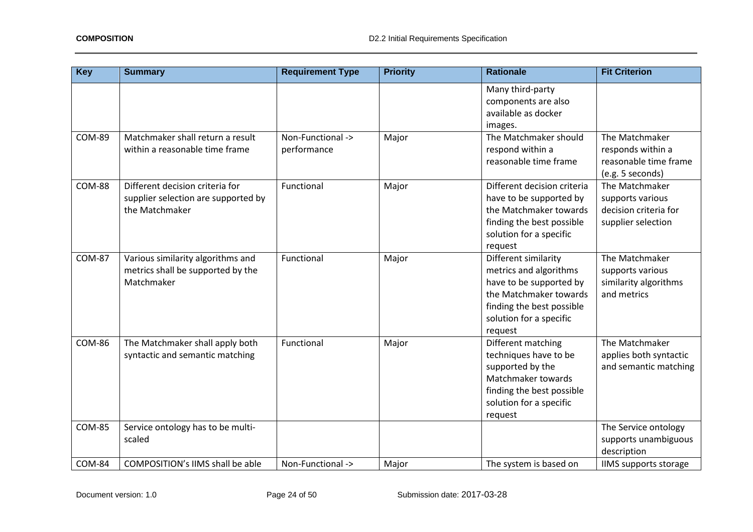| Key | Summary | Requirement Type | Priority | Rationale | Fit Criterion |
|---|---|---|---|---|---|
| | | | | Many third-party components are also available as docker images. | |
| COM-89 | Matchmaker shall return a result within a reasonable time frame | Non-Functional -> performance | Major | The Matchmaker should respond within a reasonable time frame | The Matchmaker responds within a reasonable time frame (e.g. 5 seconds) |
| COM-88 | Different decision criteria for supplier selection are supported by the Matchmaker | Functional | Major | Different decision criteria have to be supported by the Matchmaker towards finding the best possible solution for a specific request | The Matchmaker supports various decision criteria for supplier selection |
| COM-87 | Various similarity algorithms and metrics shall be supported by the Matchmaker | Functional | Major | Different similarity metrics and algorithms have to be supported by the Matchmaker towards finding the best possible solution for a specific request | The Matchmaker supports various similarity algorithms and metrics |
| COM-86 | The Matchmaker shall apply both syntactic and semantic matching | Functional | Major | Different matching techniques have to be supported by the Matchmaker towards finding the best possible solution for a specific request | The Matchmaker applies both syntactic and semantic matching |
| COM-85 | Service ontology has to be multi-scaled | | | | The Service ontology supports unambiguous description |
| COM-84 | COMPOSITION's IIMS shall be able | Non-Functional -> | Major | The system is based on | IIMS supports storage |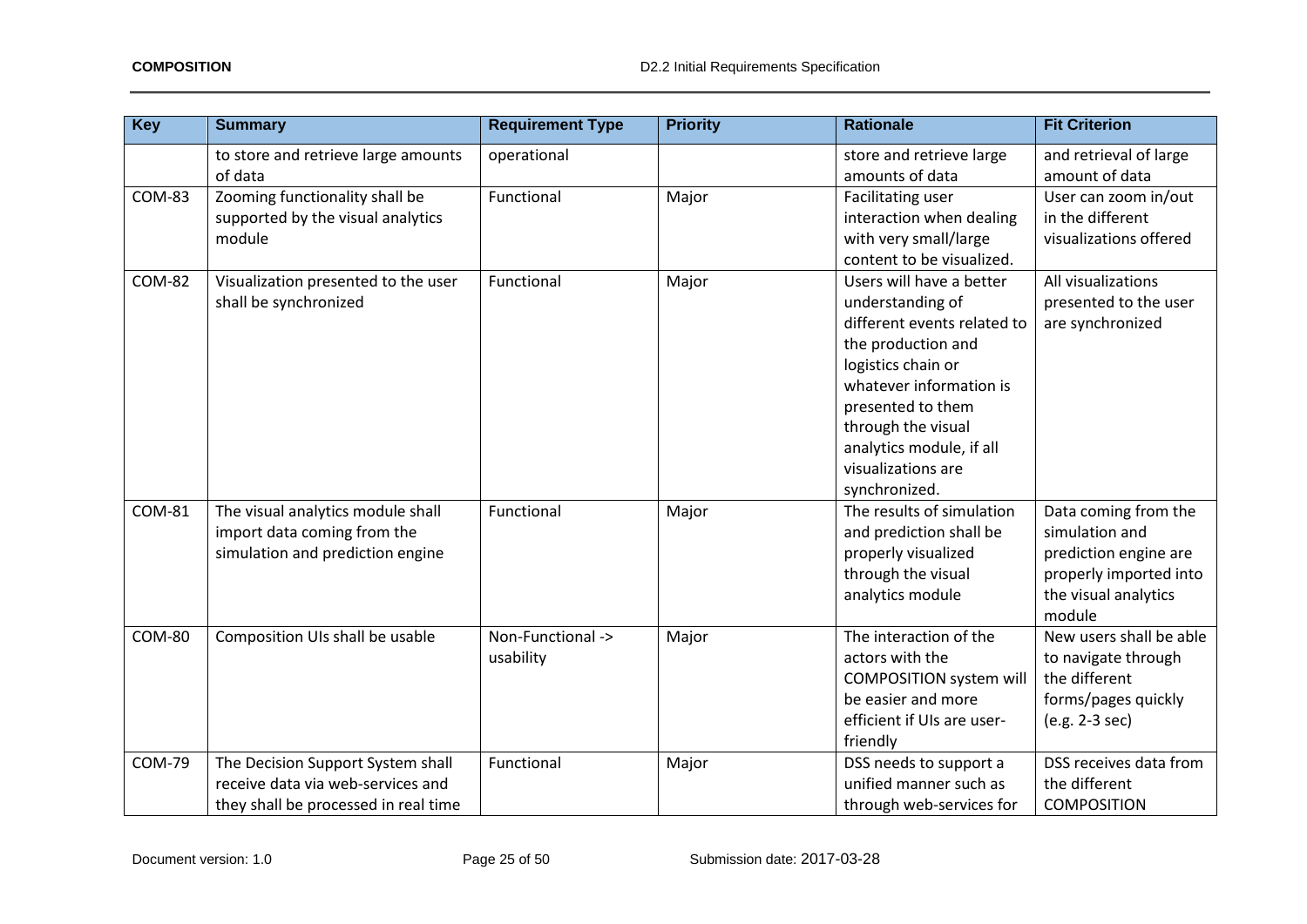| Key | Summary | Requirement Type | Priority | Rationale | Fit Criterion |
|---|---|---|---|---|---|
| | to store and retrieve large amounts of data | operational | | store and retrieve large amounts of data | and retrieval of large amount of data |
| COM-83 | Zooming functionality shall be supported by the visual analytics module | Functional | Major | Facilitating user interaction when dealing with very small/large content to be visualized. | User can zoom in/out in the different visualizations offered |
| COM-82 | Visualization presented to the user shall be synchronized | Functional | Major | Users will have a better understanding of different events related to the production and logistics chain or whatever information is presented to them through the visual analytics module, if all visualizations are synchronized. | All visualizations presented to the user are synchronized |
| COM-81 | The visual analytics module shall import data coming from the simulation and prediction engine | Functional | Major | The results of simulation and prediction shall be properly visualized through the visual analytics module | Data coming from the simulation and prediction engine are properly imported into the visual analytics module |
| COM-80 | Composition UIs shall be usable | Non-Functional -> usability | Major | The interaction of the actors with the COMPOSITION system will be easier and more efficient if UIs are user-friendly | New users shall be able to navigate through the different forms/pages quickly (e.g. 2-3 sec) |
| COM-79 | The Decision Support System shall receive data via web-services and they shall be processed in real time | Functional | Major | DSS needs to support a unified manner such as through web-services for | DSS receives data from the different COMPOSITION |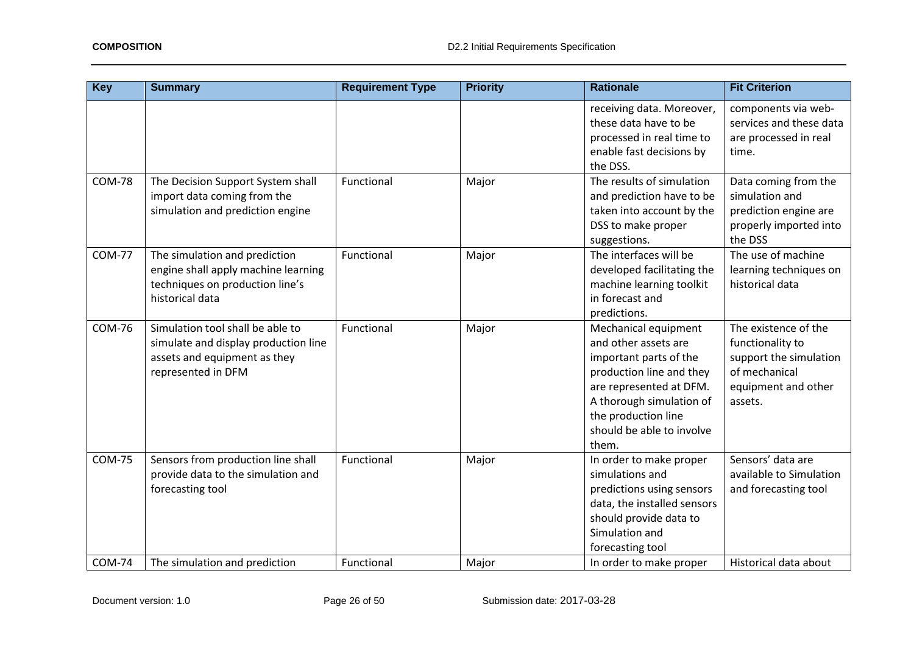| Key | Summary | Requirement Type | Priority | Rationale | Fit Criterion |
|---|---|---|---|---|---|
| | | | | receiving data. Moreover, these data have to be processed in real time to enable fast decisions by the DSS. | components via web-services and these data are processed in real time. |
| COM-78 | The Decision Support System shall import data coming from the simulation and prediction engine | Functional | Major | The results of simulation and prediction have to be taken into account by the DSS to make proper suggestions. | Data coming from the simulation and prediction engine are properly imported into the DSS |
| COM-77 | The simulation and prediction engine shall apply machine learning techniques on production line's historical data | Functional | Major | The interfaces will be developed facilitating the machine learning toolkit in forecast and predictions. | The use of machine learning techniques on historical data |
| COM-76 | Simulation tool shall be able to simulate and display production line assets and equipment as they represented in DFM | Functional | Major | Mechanical equipment and other assets are important parts of the production line and they are represented at DFM. A thorough simulation of the production line should be able to involve them. | The existence of the functionality to support the simulation of mechanical equipment and other assets. |
| COM-75 | Sensors from production line shall provide data to the simulation and forecasting tool | Functional | Major | In order to make proper simulations and predictions using sensors data, the installed sensors should provide data to Simulation and forecasting tool | Sensors' data are available to Simulation and forecasting tool |
| COM-74 | The simulation and prediction | Functional | Major | In order to make proper | Historical data about |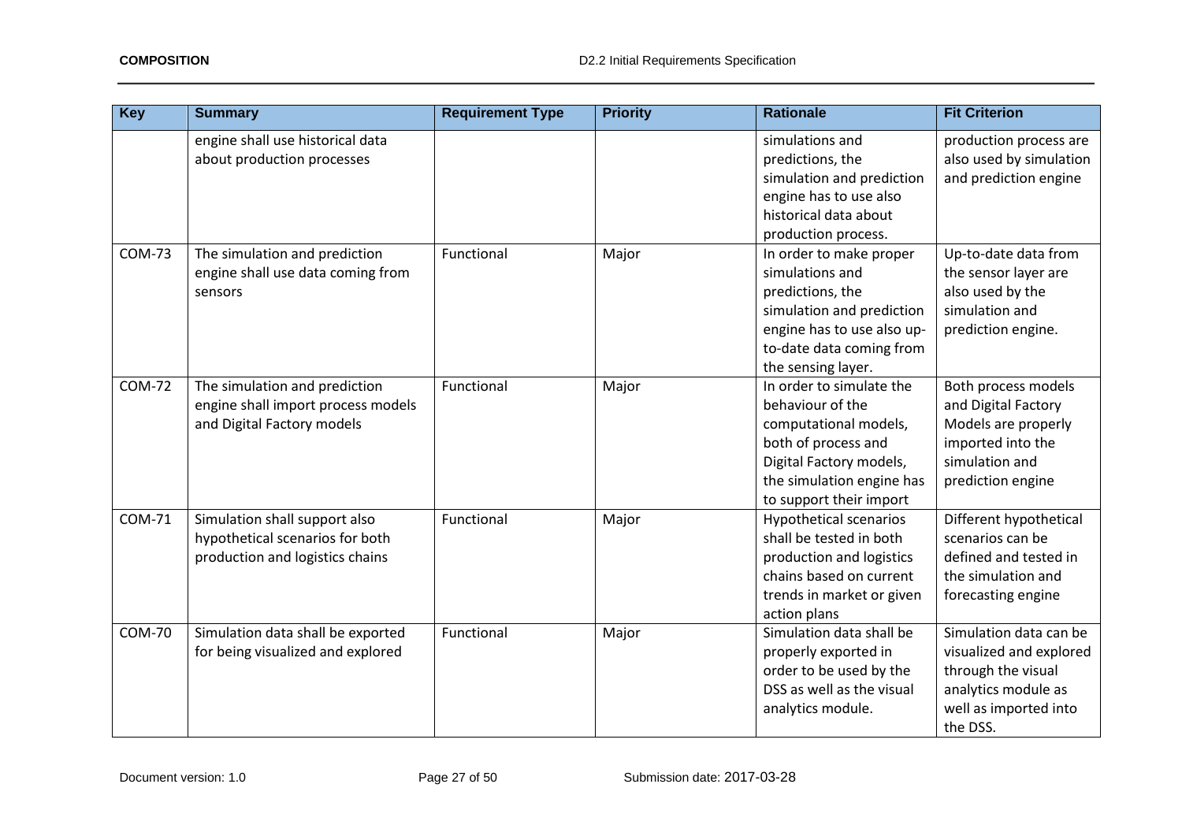| Key | Summary | Requirement Type | Priority | Rationale | Fit Criterion |
|---|---|---|---|---|---|
| | engine shall use historical data about production processes | | | simulations and predictions, the simulation and prediction engine has to use also historical data about production process. | production process are also used by simulation and prediction engine |
| COM-73 | The simulation and prediction engine shall use data coming from sensors | Functional | Major | In order to make proper simulations and predictions, the simulation and prediction engine has to use also up-to-date data coming from the sensing layer. | Up-to-date data from the sensor layer are also used by the simulation and prediction engine. |
| COM-72 | The simulation and prediction engine shall import process models and Digital Factory models | Functional | Major | In order to simulate the behaviour of the computational models, both of process and Digital Factory models, the simulation engine has to support their import | Both process models and Digital Factory Models are properly imported into the simulation and prediction engine |
| COM-71 | Simulation shall support also hypothetical scenarios for both production and logistics chains | Functional | Major | Hypothetical scenarios shall be tested in both production and logistics chains based on current trends in market or given action plans | Different hypothetical scenarios can be defined and tested in the simulation and forecasting engine |
| COM-70 | Simulation data shall be exported for being visualized and explored | Functional | Major | Simulation data shall be properly exported in order to be used by the DSS as well as the visual analytics module. | Simulation data can be visualized and explored through the visual analytics module as well as imported into the DSS. |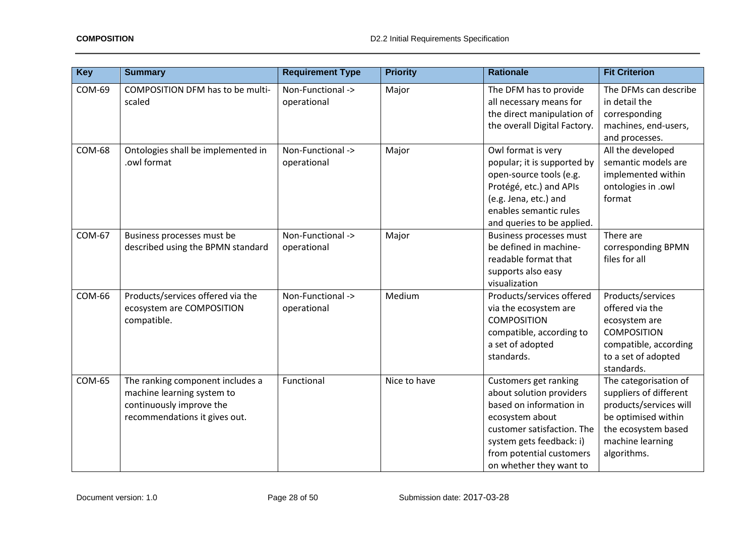| Key | Summary | Requirement Type | Priority | Rationale | Fit Criterion |
|---|---|---|---|---|---|
| COM-69 | COMPOSITION DFM has to be multi-scaled | Non-Functional -> operational | Major | The DFM has to provide all necessary means for the direct manipulation of the overall Digital Factory. | The DFMs can describe in detail the corresponding machines, end-users, and processes. |
| COM-68 | Ontologies shall be implemented in .owl format | Non-Functional -> operational | Major | Owl format is very popular; it is supported by open-source tools (e.g. Protégé, etc.) and APIs (e.g. Jena, etc.) and enables semantic rules and queries to be applied. | All the developed semantic models are implemented within ontologies in .owl format |
| COM-67 | Business processes must be described using the BPMN standard | Non-Functional -> operational | Major | Business processes must be defined in machine-readable format that supports also easy visualization | There are corresponding BPMN files for all |
| COM-66 | Products/services offered via the ecosystem are COMPOSITION compatible. | Non-Functional -> operational | Medium | Products/services offered via the ecosystem are COMPOSITION compatible, according to a set of adopted standards. | Products/services offered via the ecosystem are COMPOSITION compatible, according to a set of adopted standards. |
| COM-65 | The ranking component includes a machine learning system to continuously improve the recommendations it gives out. | Functional | Nice to have | Customers get ranking about solution providers based on information in ecosystem about customer satisfaction. The system gets feedback: i) from potential customers on whether they want to | The categorisation of suppliers of different products/services will be optimised within the ecosystem based machine learning algorithms. |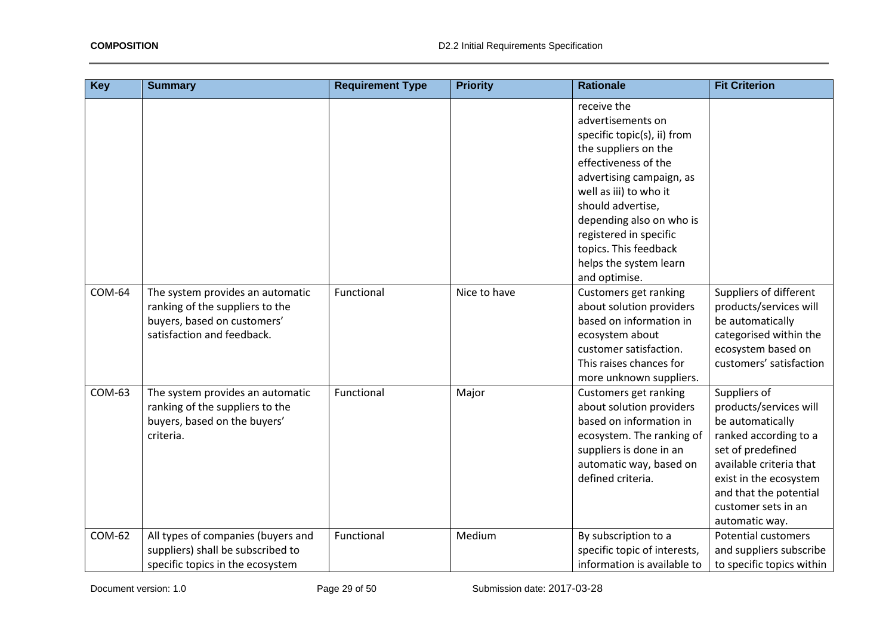| Key | Summary | Requirement Type | Priority | Rationale | Fit Criterion |
|---|---|---|---|---|---|
| | | | | receive the advertisements on specific topic(s), ii) from the suppliers on the effectiveness of the advertising campaign, as well as iii) to who it should advertise, depending also on who is registered in specific topics. This feedback helps the system learn and optimise. | |
| COM-64 | The system provides an automatic ranking of the suppliers to the buyers, based on customers' satisfaction and feedback. | Functional | Nice to have | Customers get ranking about solution providers based on information in ecosystem about customer satisfaction. This raises chances for more unknown suppliers. | Suppliers of different products/services will be automatically categorised within the ecosystem based on customers' satisfaction |
| COM-63 | The system provides an automatic ranking of the suppliers to the buyers, based on the buyers' criteria. | Functional | Major | Customers get ranking about solution providers based on information in ecosystem. The ranking of suppliers is done in an automatic way, based on defined criteria. | Suppliers of products/services will be automatically ranked according to a set of predefined available criteria that exist in the ecosystem and that the potential customer sets in an automatic way. |
| COM-62 | All types of companies (buyers and suppliers) shall be subscribed to specific topics in the ecosystem | Functional | Medium | By subscription to a specific topic of interests, information is available to | Potential customers and suppliers subscribe to specific topics within |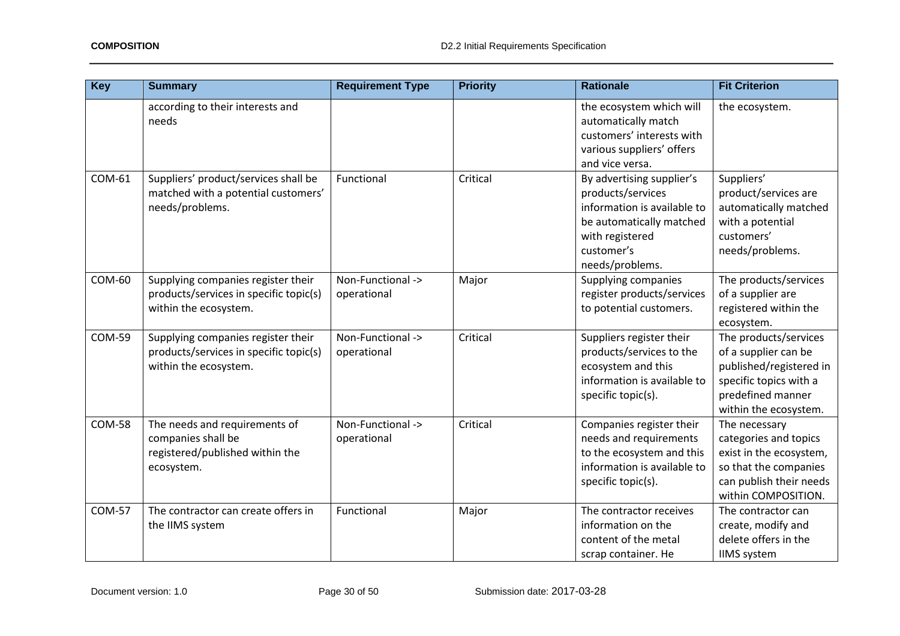| Key | Summary | Requirement Type | Priority | Rationale | Fit Criterion |
|---|---|---|---|---|---|
| | according to their interests and needs | | | the ecosystem which will automatically match customers' interests with various suppliers' offers and vice versa. | the ecosystem. |
| COM-61 | Suppliers' product/services shall be matched with a potential customers' needs/problems. | Functional | Critical | By advertising supplier's products/services information is available to be automatically matched with registered customer's needs/problems. | Suppliers' product/services are automatically matched with a potential customers' needs/problems. |
| COM-60 | Supplying companies register their products/services in specific topic(s) within the ecosystem. | Non-Functional -> operational | Major | Supplying companies register products/services to potential customers. | The products/services of a supplier are registered within the ecosystem. |
| COM-59 | Supplying companies register their products/services in specific topic(s) within the ecosystem. | Non-Functional -> operational | Critical | Suppliers register their products/services to the ecosystem and this information is available to specific topic(s). | The products/services of a supplier can be published/registered in specific topics with a predefined manner within the ecosystem. |
| COM-58 | The needs and requirements of companies shall be registered/published within the ecosystem. | Non-Functional -> operational | Critical | Companies register their needs and requirements to the ecosystem and this information is available to specific topic(s). | The necessary categories and topics exist in the ecosystem, so that the companies can publish their needs within COMPOSITION. |
| COM-57 | The contractor can create offers in the IIMS system | Functional | Major | The contractor receives information on the content of the metal scrap container. He | The contractor can create, modify and delete offers in the IIMS system |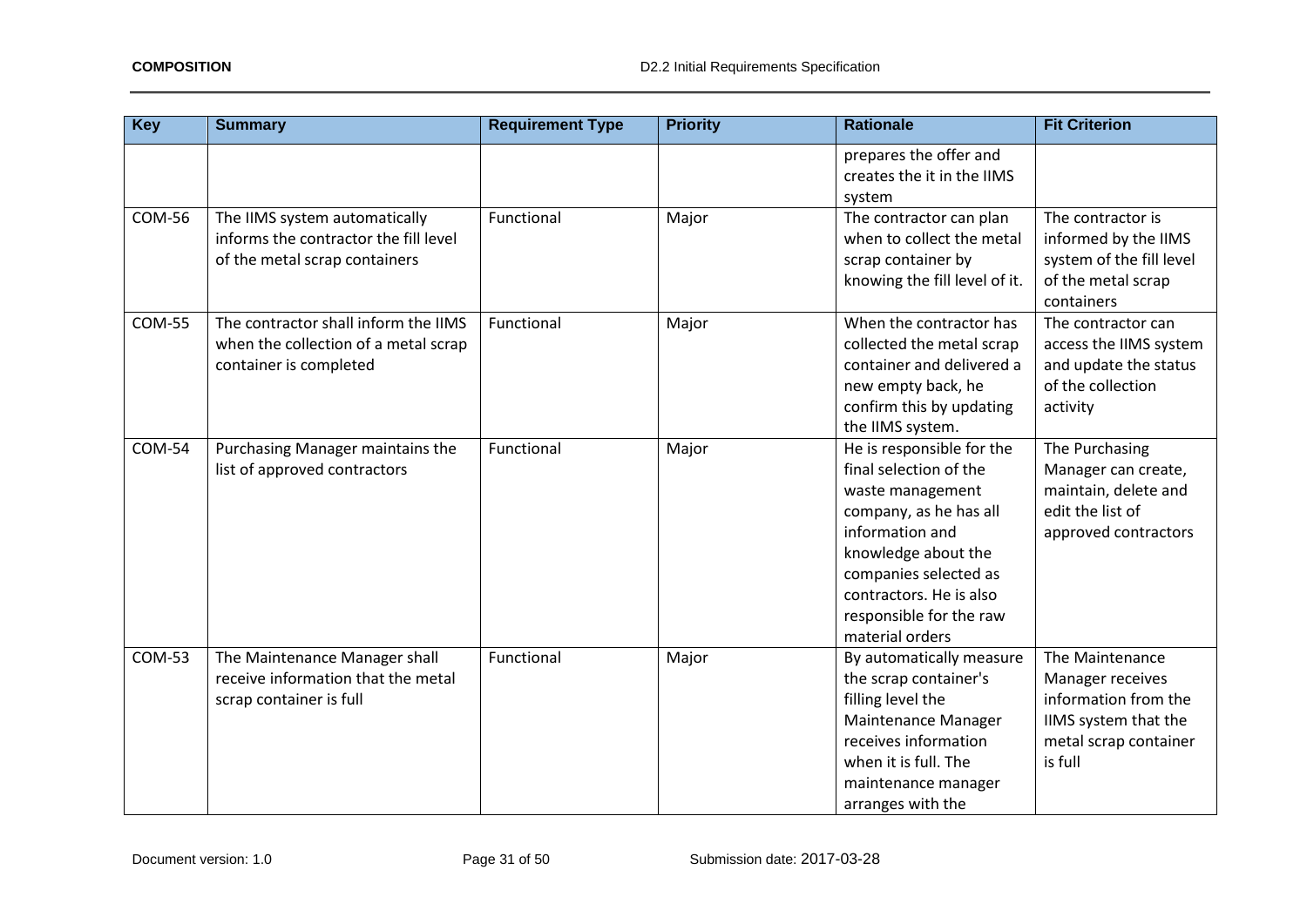| Key | Summary | Requirement Type | Priority | Rationale | Fit Criterion |
|---|---|---|---|---|---|
| | | | | prepares the offer and creates the it in the IIMS system | |
| COM-56 | The IIMS system automatically informs the contractor the fill level of the metal scrap containers | Functional | Major | The contractor can plan when to collect the metal scrap container by knowing the fill level of it. | The contractor is informed by the IIMS system of the fill level of the metal scrap containers |
| COM-55 | The contractor shall inform the IIMS when the collection of a metal scrap container is completed | Functional | Major | When the contractor has collected the metal scrap container and delivered a new empty back, he confirm this by updating the IIMS system. | The contractor can access the IIMS system and update the status of the collection activity |
| COM-54 | Purchasing Manager maintains the list of approved contractors | Functional | Major | He is responsible for the final selection of the waste management company, as he has all information and knowledge about the companies selected as contractors. He is also responsible for the raw material orders | The Purchasing Manager can create, maintain, delete and edit the list of approved contractors |
| COM-53 | The Maintenance Manager shall receive information that the metal scrap container is full | Functional | Major | By automatically measure the scrap container's filling level the Maintenance Manager receives information when it is full. The maintenance manager arranges with the | The Maintenance Manager receives information from the IIMS system that the metal scrap container is full |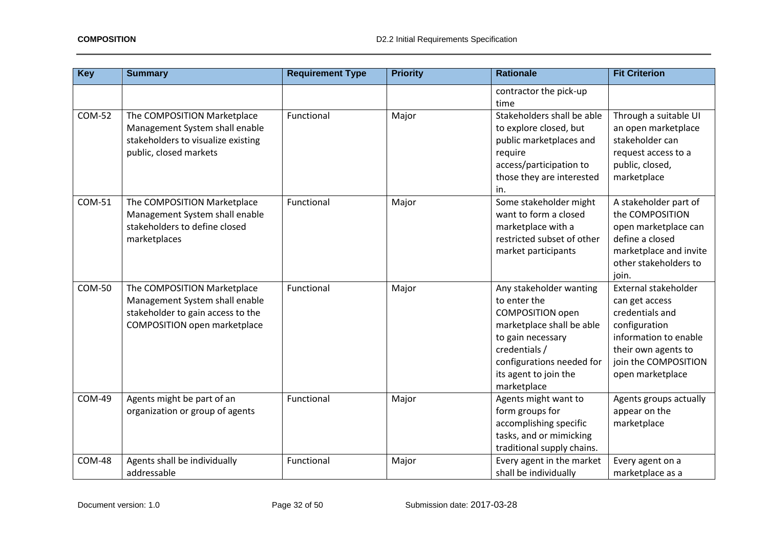| Key | Summary | Requirement Type | Priority | Rationale | Fit Criterion |
|---|---|---|---|---|---|
| | | | | contractor the pick-up time | |
| COM-52 | The COMPOSITION Marketplace Management System shall enable stakeholders to visualize existing public, closed markets | Functional | Major | Stakeholders shall be able to explore closed, but public marketplaces and require access/participation to those they are interested in. | Through a suitable UI an open marketplace stakeholder can request access to a public, closed, marketplace |
| COM-51 | The COMPOSITION Marketplace Management System shall enable stakeholders to define closed marketplaces | Functional | Major | Some stakeholder might want to form a closed marketplace with a restricted subset of other market participants | A stakeholder part of the COMPOSITION open marketplace can define a closed marketplace and invite other stakeholders to join. |
| COM-50 | The COMPOSITION Marketplace Management System shall enable stakeholder to gain access to the COMPOSITION open marketplace | Functional | Major | Any stakeholder wanting to enter the COMPOSITION open marketplace shall be able to gain necessary credentials / configurations needed for its agent to join the marketplace | External stakeholder can get access credentials and configuration information to enable their own agents to join the COMPOSITION open marketplace |
| COM-49 | Agents might be part of an organization or group of agents | Functional | Major | Agents might want to form groups for accomplishing specific tasks, and or mimicking traditional supply chains. | Agents groups actually appear on the marketplace |
| COM-48 | Agents shall be individually addressable | Functional | Major | Every agent in the market shall be individually | Every agent on a marketplace as a |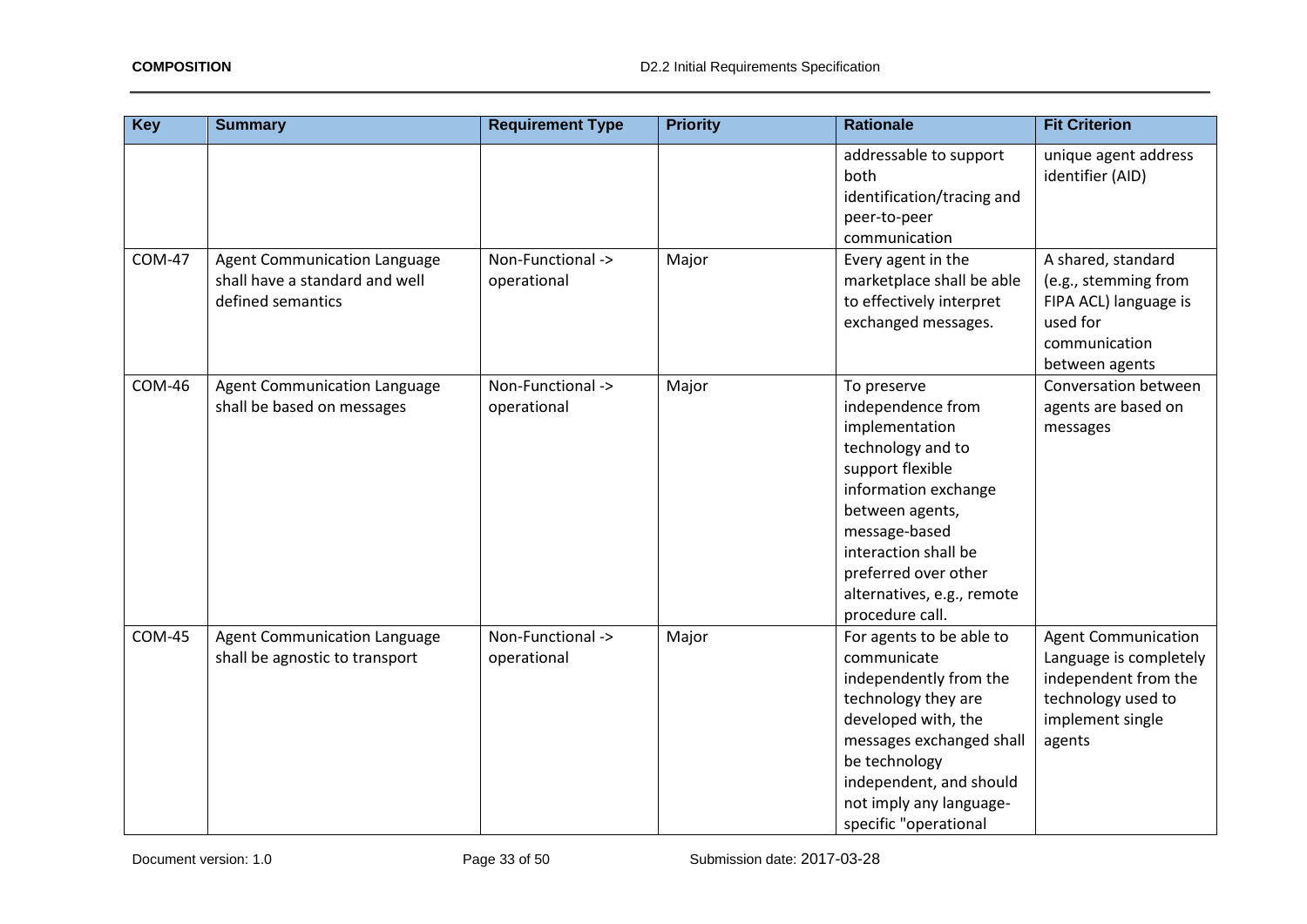| Key | Summary | Requirement Type | Priority | Rationale | Fit Criterion |
|---|---|---|---|---|---|
| | | | | addressable to support both identification/tracing and peer-to-peer communication | unique agent address identifier (AID) |
| COM-47 | Agent Communication Language shall have a standard and well defined semantics | Non-Functional -> operational | Major | Every agent in the marketplace shall be able to effectively interpret exchanged messages. | A shared, standard (e.g., stemming from FIPA ACL) language is used for communication between agents |
| COM-46 | Agent Communication Language shall be based on messages | Non-Functional -> operational | Major | To preserve independence from implementation technology and to support flexible information exchange between agents, message-based interaction shall be preferred over other alternatives, e.g., remote procedure call. | Conversation between agents are based on messages |
| COM-45 | Agent Communication Language shall be agnostic to transport | Non-Functional -> operational | Major | For agents to be able to communicate independently from the technology they are developed with, the messages exchanged shall be technology independent, and should not imply any language-specific "operational | Agent Communication Language is completely independent from the technology used to implement single agents |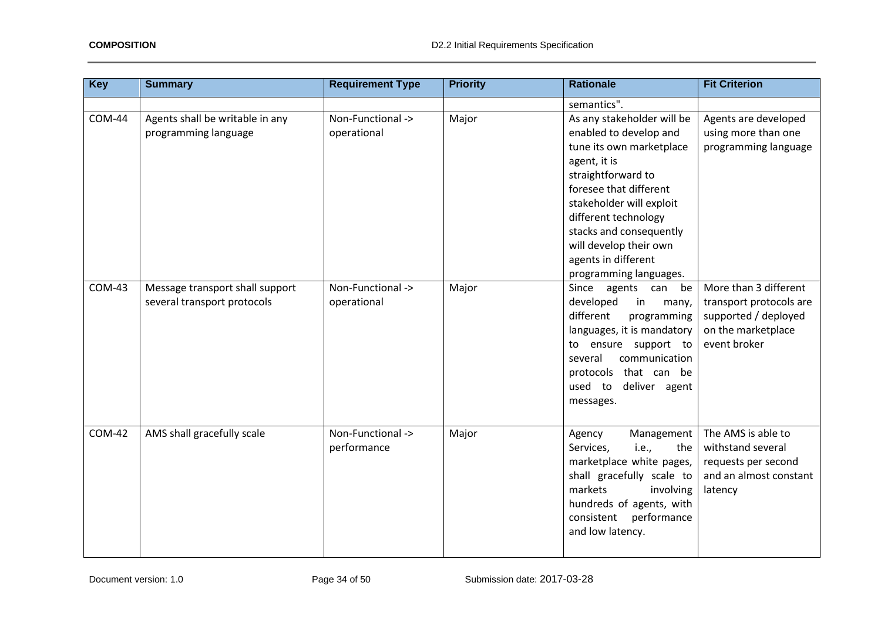| Key | Summary | Requirement Type | Priority | Rationale | Fit Criterion |
| --- | --- | --- | --- | --- | --- |
| | | | | semantics". | |
| COM-44 | Agents shall be writable in any programming language | Non-Functional -> operational | Major | As any stakeholder will be enabled to develop and tune its own marketplace agent, it is straightforward to foresee that different stakeholder will exploit different technology stacks and consequently will develop their own agents in different programming languages. | Agents are developed using more than one programming language |
| COM-43 | Message transport shall support several transport protocols | Non-Functional -> operational | Major | Since agents can be developed in many, different programming languages, it is mandatory to ensure support to several communication protocols that can be used to deliver agent messages. | More than 3 different transport protocols are supported / deployed on the marketplace event broker |
| COM-42 | AMS shall gracefully scale | Non-Functional -> performance | Major | Agency Management Services, i.e., the marketplace white pages, shall gracefully scale to markets involving hundreds of agents, with consistent performance and low latency. | The AMS is able to withstand several requests per second and an almost constant latency |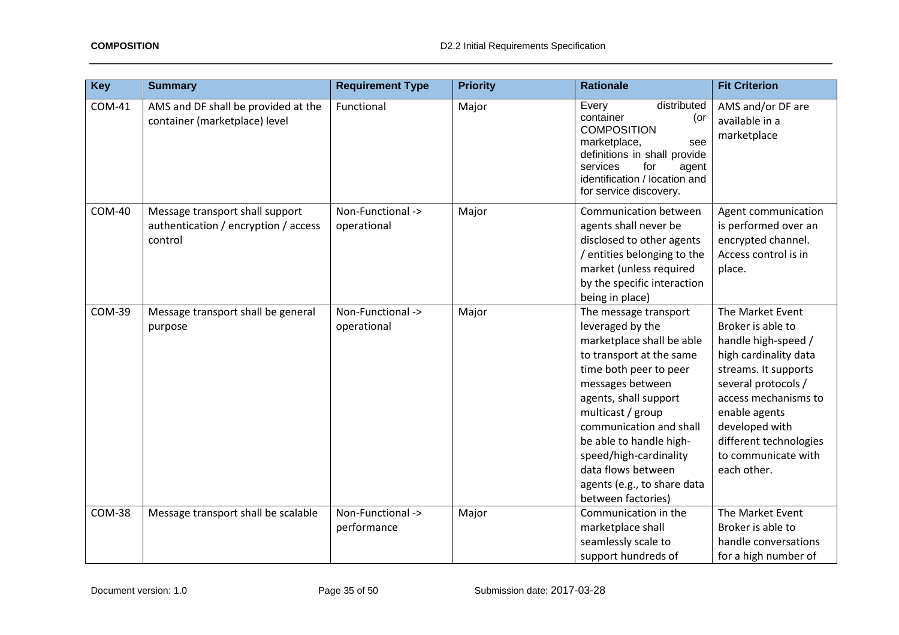| Key | Summary | Requirement Type | Priority | Rationale | Fit Criterion |
|---|---|---|---|---|---|
| COM-41 | AMS and DF shall be provided at the container (marketplace) level | Functional | Major | Every distributed container (or COMPOSITION marketplace, see definitions in shall provide services for agent identification / location and for service discovery. | AMS and/or DF are available in a marketplace |
| COM-40 | Message transport shall support authentication / encryption / access control | Non-Functional -> operational | Major | Communication between agents shall never be disclosed to other agents / entities belonging to the market (unless required by the specific interaction being in place) | Agent communication is performed over an encrypted channel. Access control is in place. |
| COM-39 | Message transport shall be general purpose | Non-Functional -> operational | Major | The message transport leveraged by the marketplace shall be able to transport at the same time both peer to peer messages between agents, shall support multicast / group communication and shall be able to handle high-speed/high-cardinality data flows between agents (e.g., to share data between factories) | The Market Event Broker is able to handle high-speed / high cardinality data streams. It supports several protocols / access mechanisms to enable agents developed with different technologies to communicate with each other. |
| COM-38 | Message transport shall be scalable | Non-Functional -> performance | Major | Communication in the marketplace shall seamlessly scale to support hundreds of | The Market Event Broker is able to handle conversations for a high number of |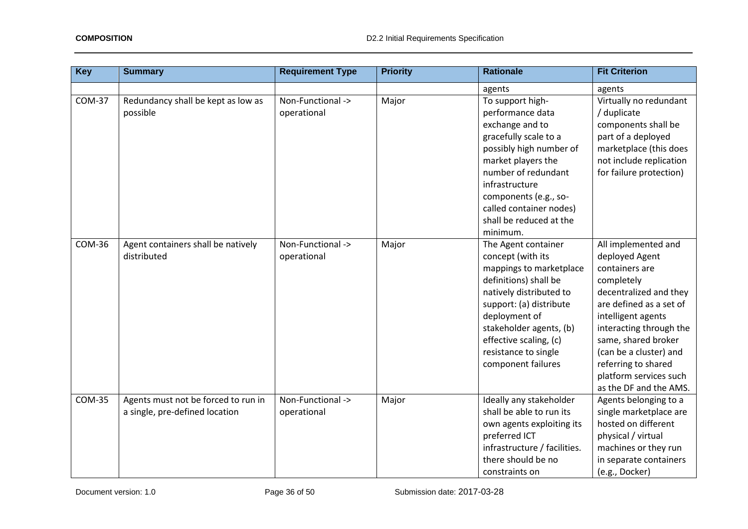| Key | Summary | Requirement Type | Priority | Rationale | Fit Criterion |
|---|---|---|---|---|---|
| | | | | agents | agents |
| COM-37 | Redundancy shall be kept as low as possible | Non-Functional -> operational | Major | To support high-performance data exchange and to gracefully scale to a possibly high number of market players the number of redundant infrastructure components (e.g., so-called container nodes) shall be reduced at the minimum. | Virtually no redundant / duplicate components shall be part of a deployed marketplace (this does not include replication for failure protection) |
| COM-36 | Agent containers shall be natively distributed | Non-Functional -> operational | Major | The Agent container concept (with its mappings to marketplace definitions) shall be natively distributed to support: (a) distribute deployment of stakeholder agents, (b) effective scaling, (c) resistance to single component failures | All implemented and deployed Agent containers are completely decentralized and they are defined as a set of intelligent agents interacting through the same, shared broker (can be a cluster) and referring to shared platform services such as the DF and the AMS. |
| COM-35 | Agents must not be forced to run in a single, pre-defined location | Non-Functional -> operational | Major | Ideally any stakeholder shall be able to run its own agents exploiting its preferred ICT infrastructure / facilities. there should be no constraints on | Agents belonging to a single marketplace are hosted on different physical / virtual machines or they run in separate containers (e.g., Docker) |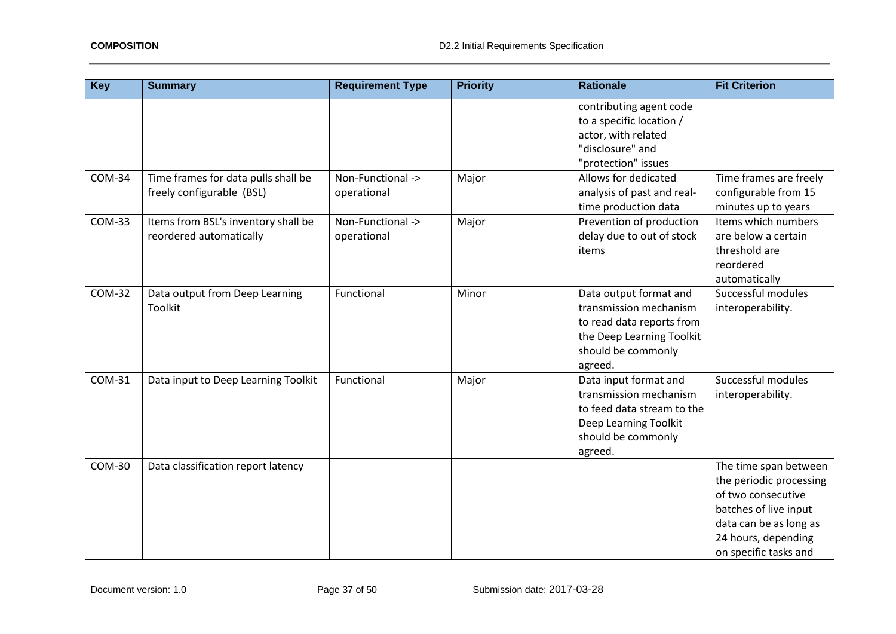| Key | Summary | Requirement Type | Priority | Rationale | Fit Criterion |
|---|---|---|---|---|---|
| | | | | contributing agent code to a specific location / actor, with related "disclosure" and "protection" issues | |
| COM-34 | Time frames for data pulls shall be freely configurable (BSL) | Non-Functional -> operational | Major | Allows for dedicated analysis of past and real-time production data | Time frames are freely configurable from 15 minutes up to years |
| COM-33 | Items from BSL's inventory shall be reordered automatically | Non-Functional -> operational | Major | Prevention of production delay due to out of stock items | Items which numbers are below a certain threshold are reordered automatically |
| COM-32 | Data output from Deep Learning Toolkit | Functional | Minor | Data output format and transmission mechanism to read data reports from the Deep Learning Toolkit should be commonly agreed. | Successful modules interoperability. |
| COM-31 | Data input to Deep Learning Toolkit | Functional | Major | Data input format and transmission mechanism to feed data stream to the Deep Learning Toolkit should be commonly agreed. | Successful modules interoperability. |
| COM-30 | Data classification report latency | | | | The time span between the periodic processing of two consecutive batches of live input data can be as long as 24 hours, depending on specific tasks and |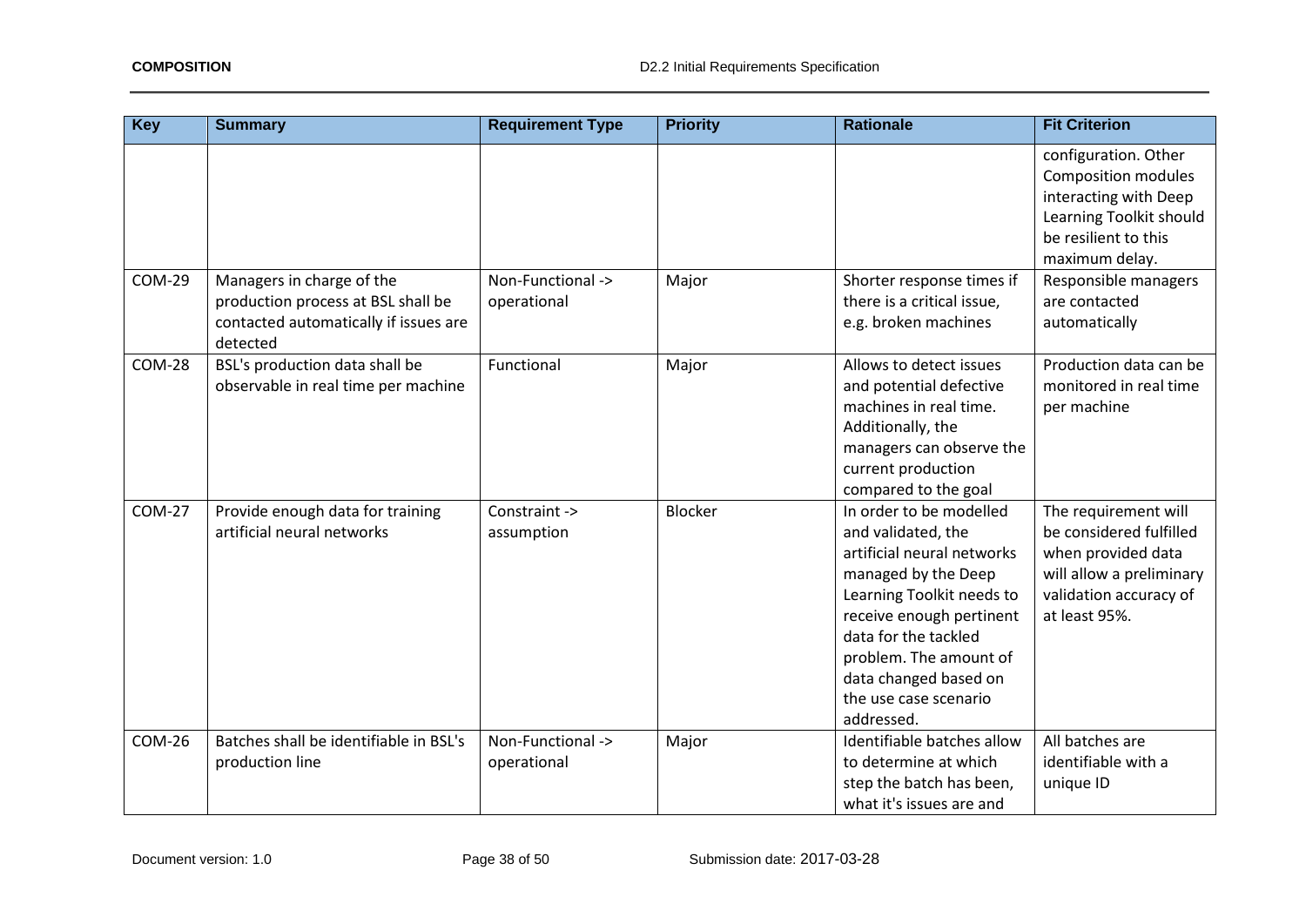| Key | Summary | Requirement Type | Priority | Rationale | Fit Criterion |
|---|---|---|---|---|---|
| | | | | | configuration. Other Composition modules interacting with Deep Learning Toolkit should be resilient to this maximum delay. |
| COM-29 | Managers in charge of the production process at BSL shall be contacted automatically if issues are detected | Non-Functional -> operational | Major | Shorter response times if there is a critical issue, e.g. broken machines | Responsible managers are contacted automatically |
| COM-28 | BSL's production data shall be observable in real time per machine | Functional | Major | Allows to detect issues and potential defective machines in real time. Additionally, the managers can observe the current production compared to the goal | Production data can be monitored in real time per machine |
| COM-27 | Provide enough data for training artificial neural networks | Constraint -> assumption | Blocker | In order to be modelled and validated, the artificial neural networks managed by the Deep Learning Toolkit needs to receive enough pertinent data for the tackled problem. The amount of data changed based on the use case scenario addressed. | The requirement will be considered fulfilled when provided data will allow a preliminary validation accuracy of at least 95%. |
| COM-26 | Batches shall be identifiable in BSL's production line | Non-Functional -> operational | Major | Identifiable batches allow to determine at which step the batch has been, what it's issues are and | All batches are identifiable with a unique ID |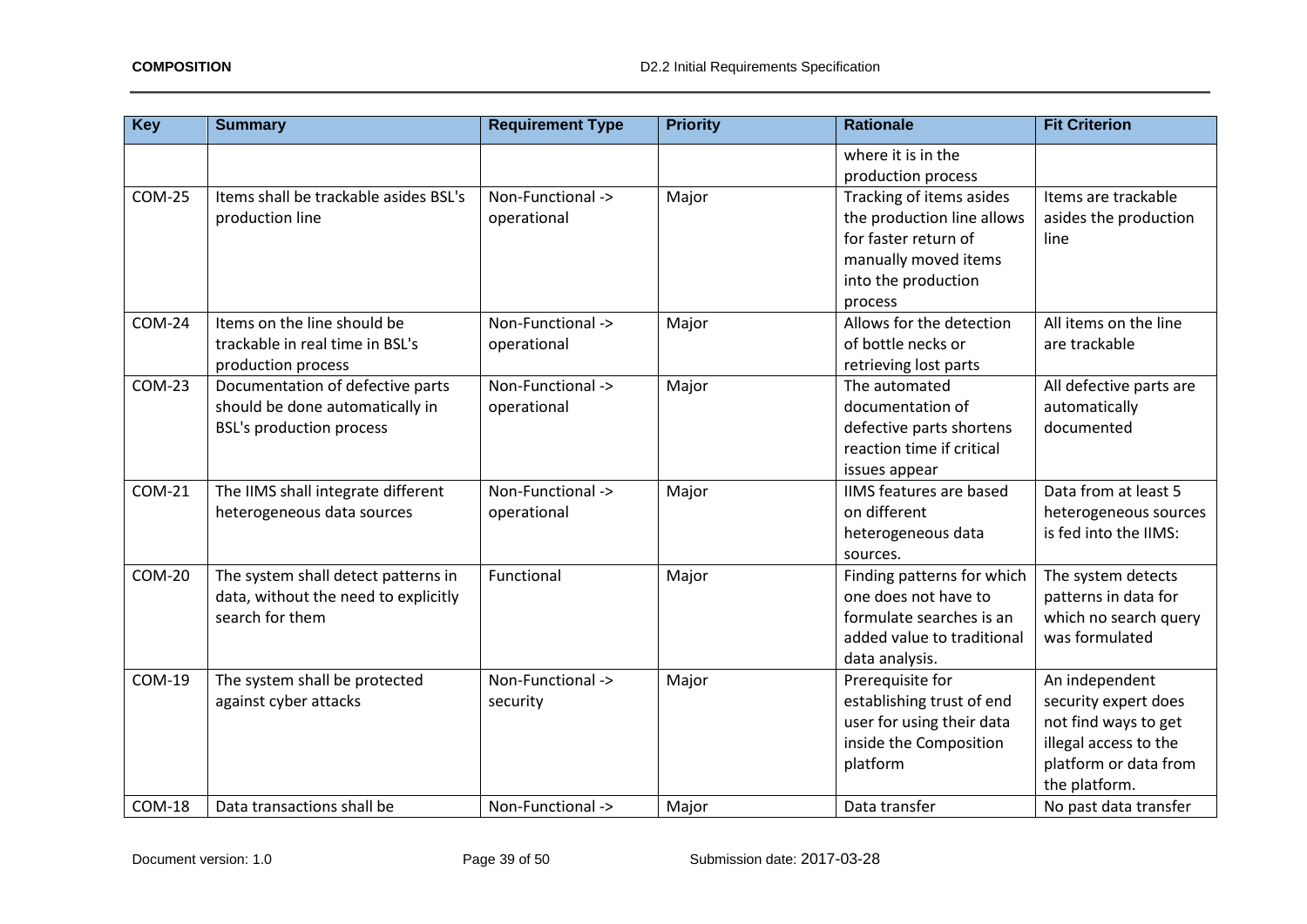| Key | Summary | Requirement Type | Priority | Rationale | Fit Criterion |
|---|---|---|---|---|---|
| | | | | where it is in the production process | |
| COM-25 | Items shall be trackable asides BSL's production line | Non-Functional -> operational | Major | Tracking of items asides the production line allows for faster return of manually moved items into the production process | Items are trackable asides the production line |
| COM-24 | Items on the line should be trackable in real time in BSL's production process | Non-Functional -> operational | Major | Allows for the detection of bottle necks or retrieving lost parts | All items on the line are trackable |
| COM-23 | Documentation of defective parts should be done automatically in BSL's production process | Non-Functional -> operational | Major | The automated documentation of defective parts shortens reaction time if critical issues appear | All defective parts are automatically documented |
| COM-21 | The IIMS shall integrate different heterogeneous data sources | Non-Functional -> operational | Major | IIMS features are based on different heterogeneous data sources. | Data from at least 5 heterogeneous sources is fed into the IIMS: |
| COM-20 | The system shall detect patterns in data, without the need to explicitly search for them | Functional | Major | Finding patterns for which one does not have to formulate searches is an added value to traditional data analysis. | The system detects patterns in data for which no search query was formulated |
| COM-19 | The system shall be protected against cyber attacks | Non-Functional -> security | Major | Prerequisite for establishing trust of end user for using their data inside the Composition platform | An independent security expert does not find ways to get illegal access to the platform or data from the platform. |
| COM-18 | Data transactions shall be | Non-Functional -> | Major | Data transfer | No past data transfer |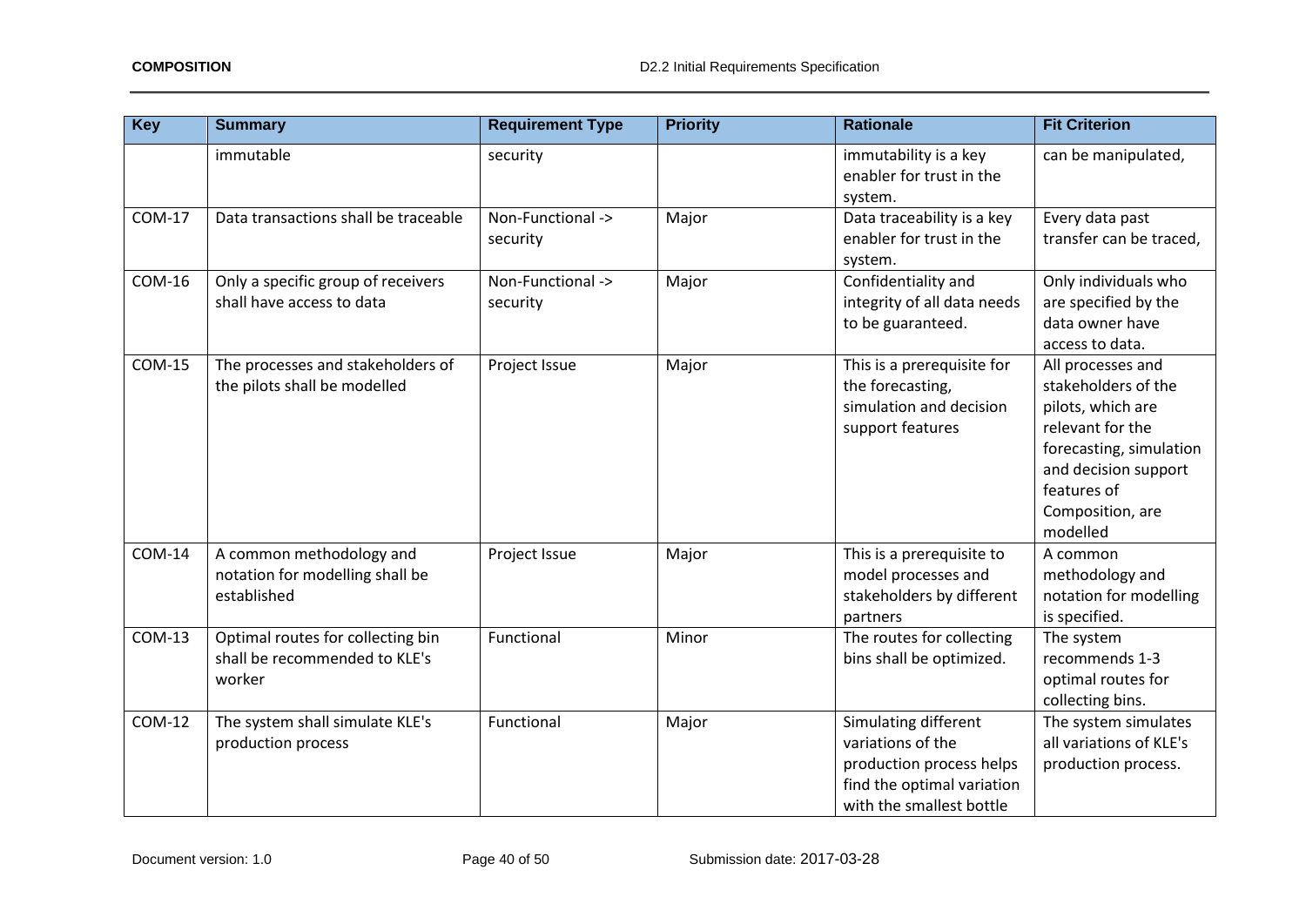| Key | Summary | Requirement Type | Priority | Rationale | Fit Criterion |
|---|---|---|---|---|---|
| | immutable | security | | immutability is a key enabler for trust in the system. | can be manipulated, |
| COM-17 | Data transactions shall be traceable | Non-Functional -> security | Major | Data traceability is a key enabler for trust in the system. | Every data past transfer can be traced, |
| COM-16 | Only a specific group of receivers shall have access to data | Non-Functional -> security | Major | Confidentiality and integrity of all data needs to be guaranteed. | Only individuals who are specified by the data owner have access to data. |
| COM-15 | The processes and stakeholders of the pilots shall be modelled | Project Issue | Major | This is a prerequisite for the forecasting, simulation and decision support features | All processes and stakeholders of the pilots, which are relevant for the forecasting, simulation and decision support features of Composition, are modelled |
| COM-14 | A common methodology and notation for modelling shall be established | Project Issue | Major | This is a prerequisite to model processes and stakeholders by different partners | A common methodology and notation for modelling is specified. |
| COM-13 | Optimal routes for collecting bin shall be recommended to KLE's worker | Functional | Minor | The routes for collecting bins shall be optimized. | The system recommends 1-3 optimal routes for collecting bins. |
| COM-12 | The system shall simulate KLE's production process | Functional | Major | Simulating different variations of the production process helps find the optimal variation with the smallest bottle | The system simulates all variations of KLE's production process. |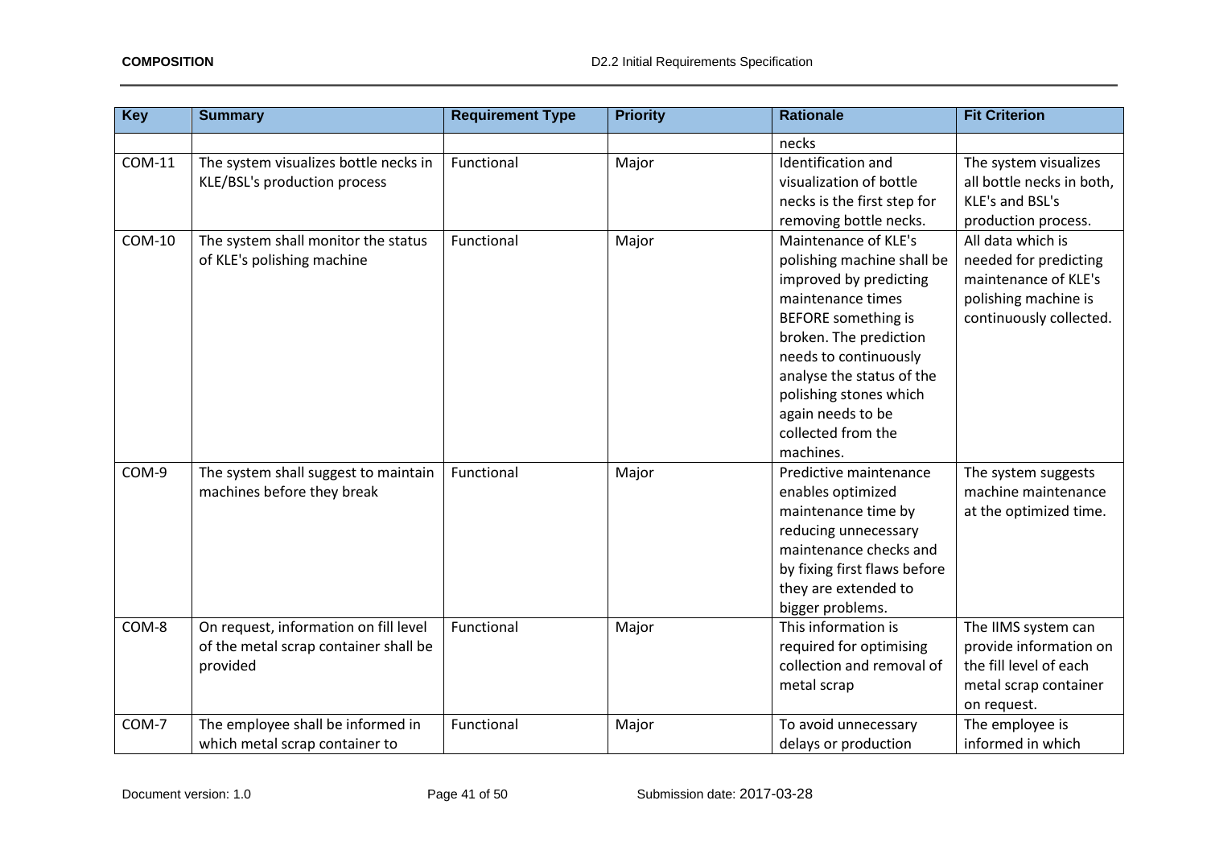| Key | Summary | Requirement Type | Priority | Rationale | Fit Criterion |
|---|---|---|---|---|---|
| | | | | necks | |
| COM-11 | The system visualizes bottle necks in KLE/BSL's production process | Functional | Major | Identification and visualization of bottle necks is the first step for removing bottle necks. | The system visualizes all bottle necks in both, KLE's and BSL's production process. |
| COM-10 | The system shall monitor the status of KLE's polishing machine | Functional | Major | Maintenance of KLE's polishing machine shall be improved by predicting maintenance times BEFORE something is broken. The prediction needs to continuously analyse the status of the polishing stones which again needs to be collected from the machines. | All data which is needed for predicting maintenance of KLE's polishing machine is continuously collected. |
| COM-9 | The system shall suggest to maintain machines before they break | Functional | Major | Predictive maintenance enables optimized maintenance time by reducing unnecessary maintenance checks and by fixing first flaws before they are extended to bigger problems. | The system suggests machine maintenance at the optimized time. |
| COM-8 | On request, information on fill level of the metal scrap container shall be provided | Functional | Major | This information is required for optimising collection and removal of metal scrap | The IIMS system can provide information on the fill level of each metal scrap container on request. |
| COM-7 | The employee shall be informed in which metal scrap container to | Functional | Major | To avoid unnecessary delays or production | The employee is informed in which |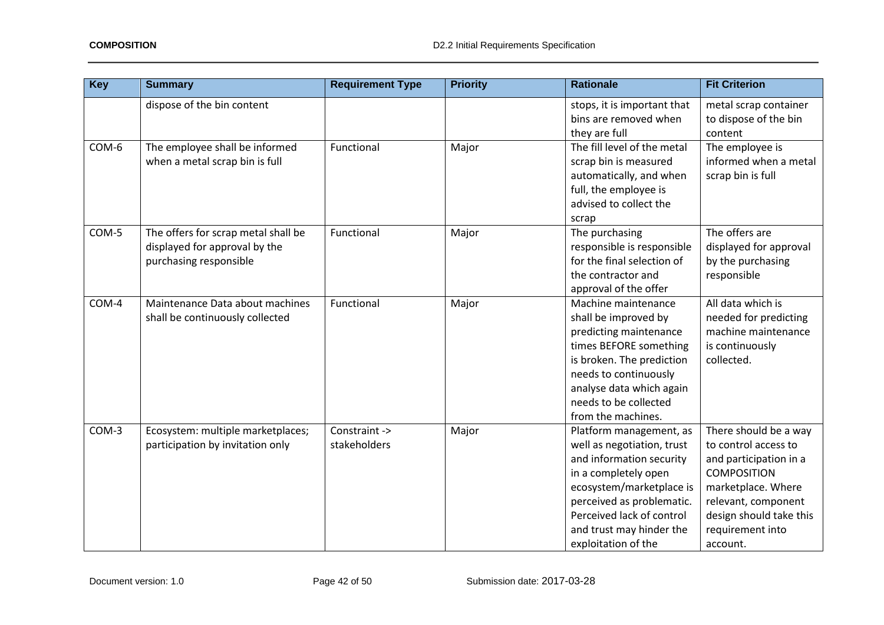| Key | Summary | Requirement Type | Priority | Rationale | Fit Criterion |
|---|---|---|---|---|---|
| | dispose of the bin content | | | stops, it is important that bins are removed when they are full | metal scrap container to dispose of the bin content |
| COM-6 | The employee shall be informed when a metal scrap bin is full | Functional | Major | The fill level of the metal scrap bin is measured automatically, and when full, the employee is advised to collect the scrap | The employee is informed when a metal scrap bin is full |
| COM-5 | The offers for scrap metal shall be displayed for approval by the purchasing responsible | Functional | Major | The purchasing responsible is responsible for the final selection of the contractor and approval of the offer | The offers are displayed for approval by the purchasing responsible |
| COM-4 | Maintenance Data about machines shall be continuously collected | Functional | Major | Machine maintenance shall be improved by predicting maintenance times BEFORE something is broken. The prediction needs to continuously analyse data which again needs to be collected from the machines. | All data which is needed for predicting machine maintenance is continuously collected. |
| COM-3 | Ecosystem: multiple marketplaces; participation by invitation only | Constraint -> stakeholders | Major | Platform management, as well as negotiation, trust and information security in a completely open ecosystem/marketplace is perceived as problematic. Perceived lack of control and trust may hinder the exploitation of the | There should be a way to control access to and participation in a COMPOSITION marketplace. Where relevant, component design should take this requirement into account. |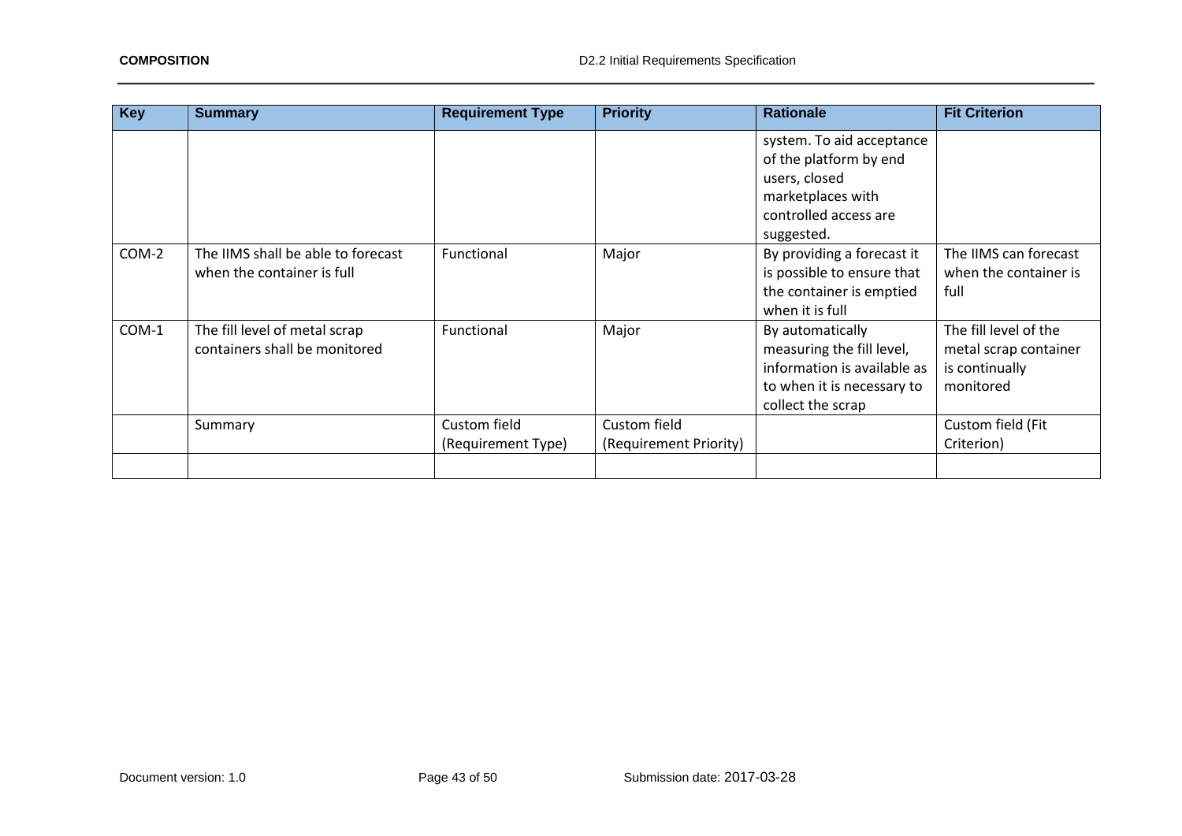| Key | Summary | Requirement Type | Priority | Rationale | Fit Criterion |
|---|---|---|---|---|---|
| | | | | system. To aid acceptance of the platform by end users, closed marketplaces with controlled access are suggested. | |
| COM-2 | The IIMS shall be able to forecast when the container is full | Functional | Major | By providing a forecast it is possible to ensure that the container is emptied when it is full | The IIMS can forecast when the container is full |
| COM-1 | The fill level of metal scrap containers shall be monitored | Functional | Major | By automatically measuring the fill level, information is available as to when it is necessary to collect the scrap | The fill level of the metal scrap container is continually monitored |
| | Summary | Custom field (Requirement Type) | Custom field (Requirement Priority) | | Custom field (Fit Criterion) |
| | | | | | |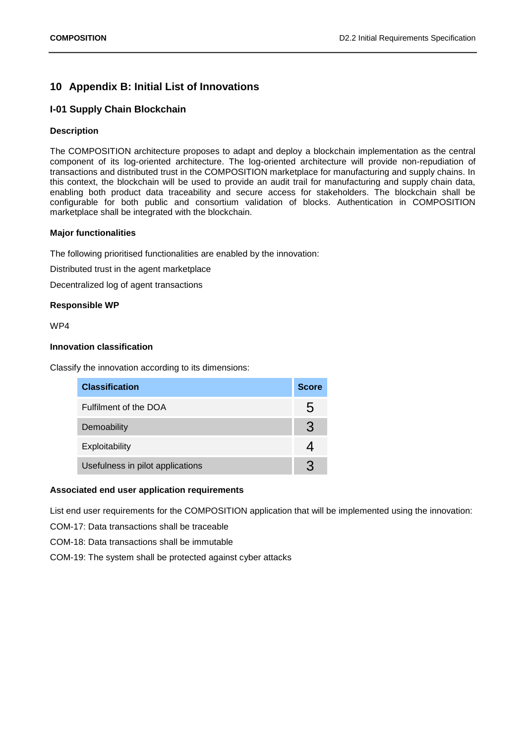# 10 Appendix B: Initial List of Innovations

## I-01 Supply Chain Blockchain

### Description

The COMPOSITION architecture proposes to adapt and deploy a blockchain implementation as the central component of its log-oriented architecture. The log-oriented architecture will provide non-repudiation of transactions and distributed trust in the COMPOSITION marketplace for manufacturing and supply chains. In this context, the blockchain will be used to provide an audit trail for manufacturing and supply chain data, enabling both product data traceability and secure access for stakeholders. The blockchain shall be configurable for both public and consortium validation of blocks. Authentication in COMPOSITION marketplace shall be integrated with the blockchain.

### Major functionalities

The following prioritised functionalities are enabled by the innovation:

Distributed trust in the agent marketplace

Decentralized log of agent transactions

### Responsible WP

WP4

### Innovation classification

Classify the innovation according to its dimensions:

| Classification | Score |
|---|---|
| Fulfilment of the DOA | 5 |
| Demoability | 3 |
| Exploitability | 4 |
| Usefulness in pilot applications | 3 |

### Associated end user application requirements

List end user requirements for the COMPOSITION application that will be implemented using the innovation:

COM-17: Data transactions shall be traceable

COM-18: Data transactions shall be immutable

COM-19: The system shall be protected against cyber attacks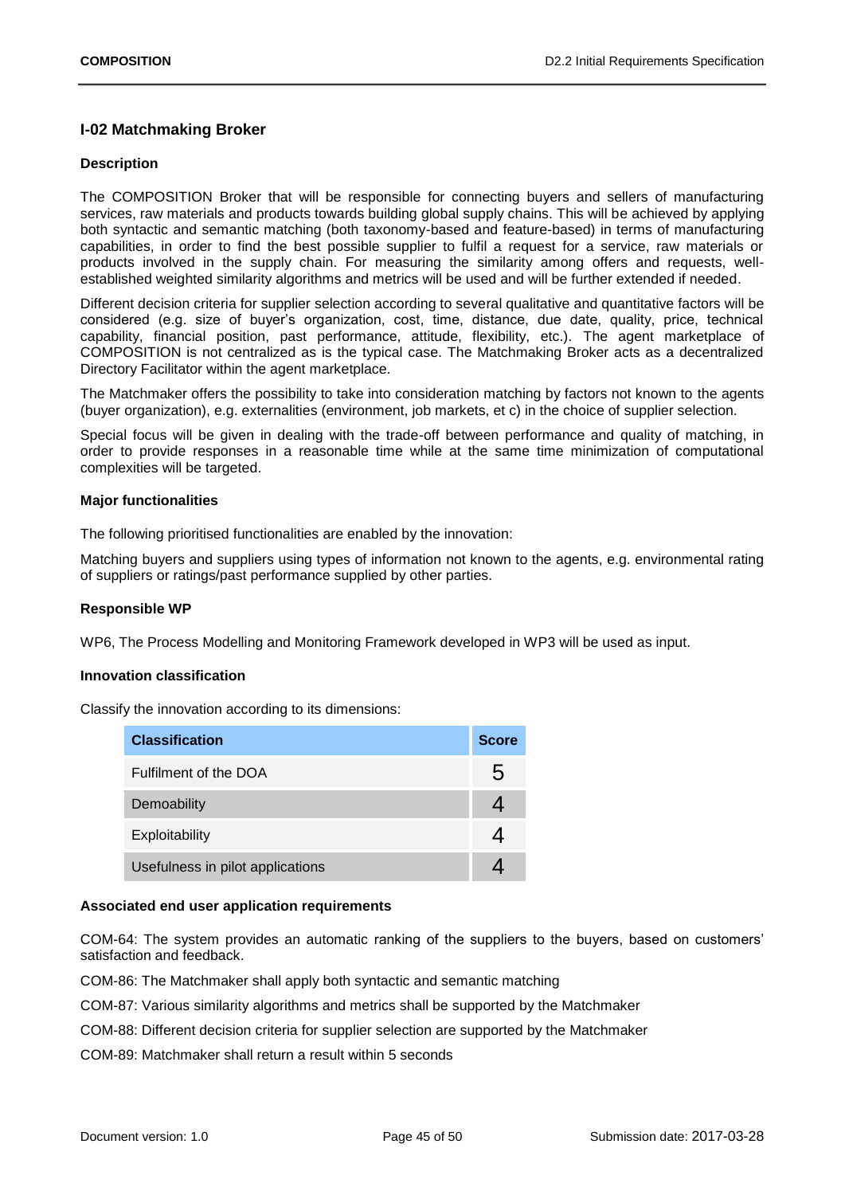## I-02 Matchmaking Broker

### Description

The COMPOSITION Broker that will be responsible for connecting buyers and sellers of manufacturing services, raw materials and products towards building global supply chains. This will be achieved by applying both syntactic and semantic matching (both taxonomy-based and feature-based) in terms of manufacturing capabilities, in order to find the best possible supplier to fulfil a request for a service, raw materials or products involved in the supply chain. For measuring the similarity among offers and requests, well-established weighted similarity algorithms and metrics will be used and will be further extended if needed.

Different decision criteria for supplier selection according to several qualitative and quantitative factors will be considered (e.g. size of buyer's organization, cost, time, distance, due date, quality, price, technical capability, financial position, past performance, attitude, flexibility, etc.). The agent marketplace of COMPOSITION is not centralized as is the typical case. The Matchmaking Broker acts as a decentralized Directory Facilitator within the agent marketplace.

The Matchmaker offers the possibility to take into consideration matching by factors not known to the agents (buyer organization), e.g. externalities (environment, job markets, et c) in the choice of supplier selection.

Special focus will be given in dealing with the trade-off between performance and quality of matching, in order to provide responses in a reasonable time while at the same time minimization of computational complexities will be targeted.

### Major functionalities

The following prioritised functionalities are enabled by the innovation:

Matching buyers and suppliers using types of information not known to the agents, e.g. environmental rating of suppliers or ratings/past performance supplied by other parties.

### Responsible WP

WP6, The Process Modelling and Monitoring Framework developed in WP3 will be used as input.

### Innovation classification

Classify the innovation according to its dimensions:

| Classification | Score |
|---|---|
| Fulfilment of the DOA | 5 |
| Demoability | 4 |
| Exploitability | 4 |
| Usefulness in pilot applications | 4 |

### Associated end user application requirements

COM-64: The system provides an automatic ranking of the suppliers to the buyers, based on customers' satisfaction and feedback.

COM-86: The Matchmaker shall apply both syntactic and semantic matching

COM-87: Various similarity algorithms and metrics shall be supported by the Matchmaker

COM-88: Different decision criteria for supplier selection are supported by the Matchmaker

COM-89: Matchmaker shall return a result within 5 seconds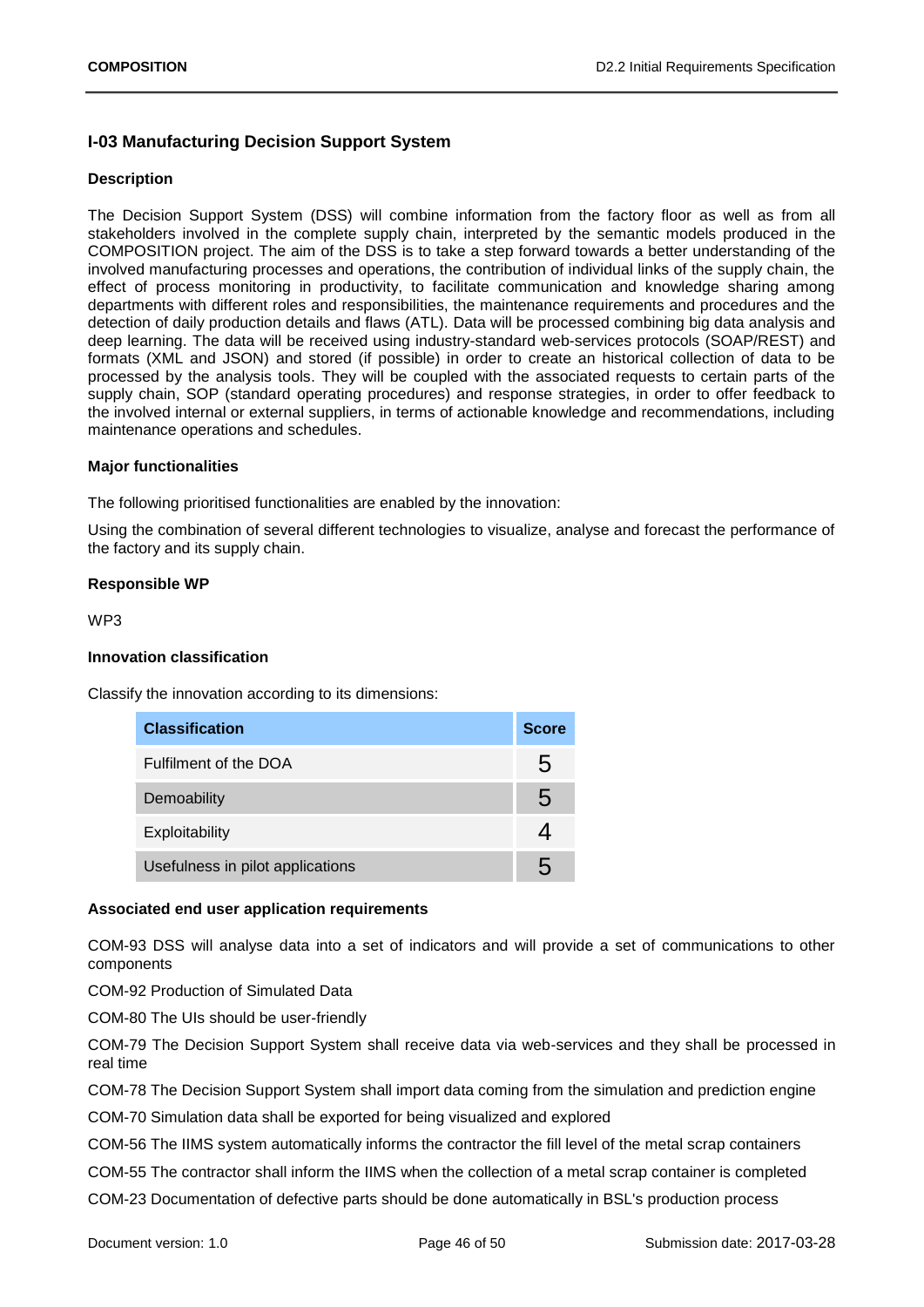### I-03 Manufacturing Decision Support System

**Description**

The Decision Support System (DSS) will combine information from the factory floor as well as from all stakeholders involved in the complete supply chain, interpreted by the semantic models produced in the COMPOSITION project. The aim of the DSS is to take a step forward towards a better understanding of the involved manufacturing processes and operations, the contribution of individual links of the supply chain, the effect of process monitoring in productivity, to facilitate communication and knowledge sharing among departments with different roles and responsibilities, the maintenance requirements and procedures and the detection of daily production details and flaws (ATL). Data will be processed combining big data analysis and deep learning. The data will be received using industry-standard web-services protocols (SOAP/REST) and formats (XML and JSON) and stored (if possible) in order to create an historical collection of data to be processed by the analysis tools. They will be coupled with the associated requests to certain parts of the supply chain, SOP (standard operating procedures) and response strategies, in order to offer feedback to the involved internal or external suppliers, in terms of actionable knowledge and recommendations, including maintenance operations and schedules.

**Major functionalities**

The following prioritised functionalities are enabled by the innovation:

Using the combination of several different technologies to visualize, analyse and forecast the performance of the factory and its supply chain.

**Responsible WP**

WP3

**Innovation classification**

Classify the innovation according to its dimensions:

| Classification | Score |
|---|---|
| Fulfilment of the DOA | 5 |
| Demoability | 5 |
| Exploitability | 4 |
| Usefulness in pilot applications | 5 |

**Associated end user application requirements**

COM-93 DSS will analyse data into a set of indicators and will provide a set of communications to other components

COM-92 Production of Simulated Data

COM-80 The UIs should be user-friendly

COM-79 The Decision Support System shall receive data via web-services and they shall be processed in real time

COM-78 The Decision Support System shall import data coming from the simulation and prediction engine

COM-70 Simulation data shall be exported for being visualized and explored

COM-56 The IIMS system automatically informs the contractor the fill level of the metal scrap containers

COM-55 The contractor shall inform the IIMS when the collection of a metal scrap container is completed

COM-23 Documentation of defective parts should be done automatically in BSL's production process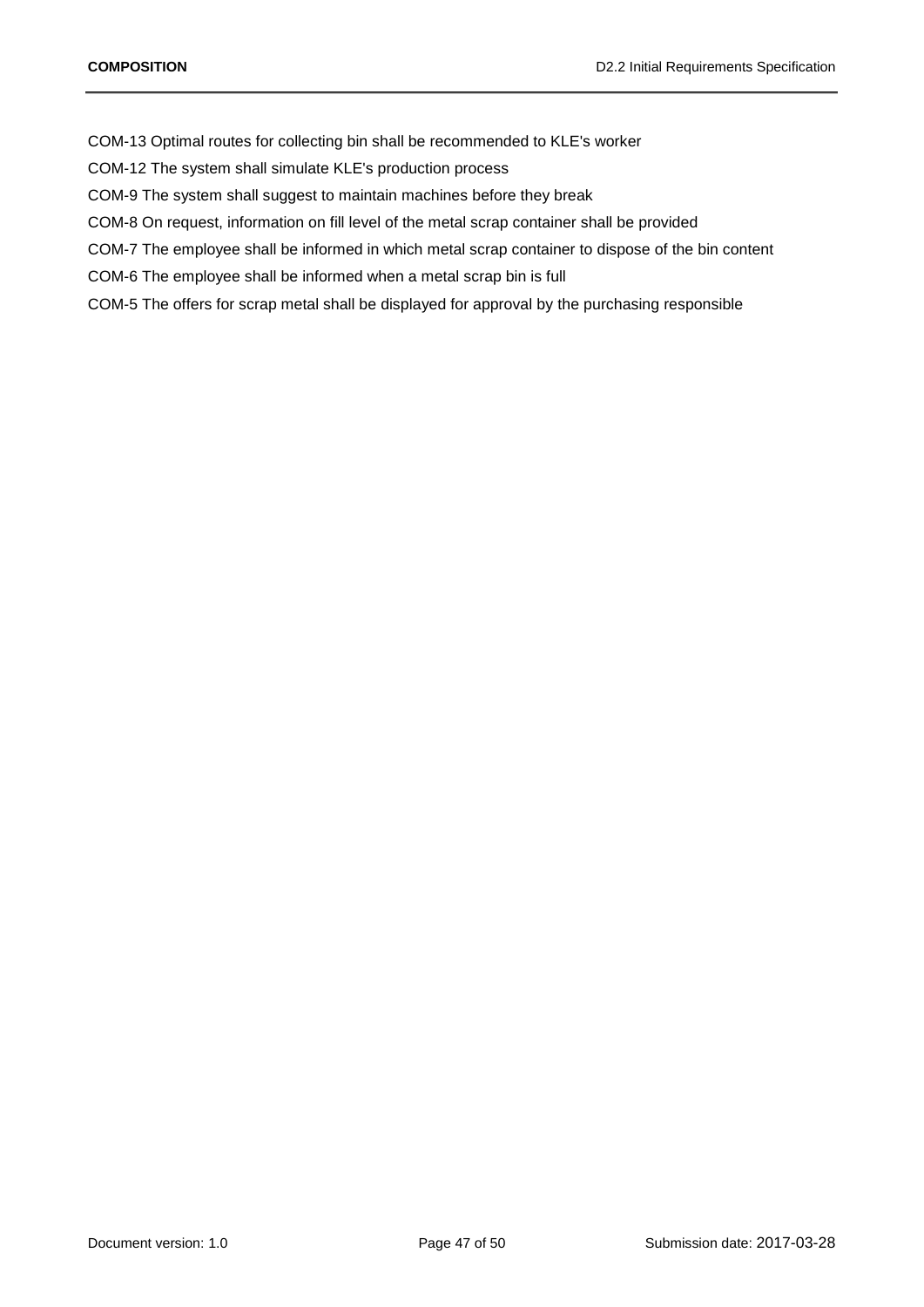COM-13 Optimal routes for collecting bin shall be recommended to KLE's worker

COM-12 The system shall simulate KLE's production process

COM-9 The system shall suggest to maintain machines before they break

COM-8 On request, information on fill level of the metal scrap container shall be provided

COM-7 The employee shall be informed in which metal scrap container to dispose of the bin content

COM-6 The employee shall be informed when a metal scrap bin is full

COM-5 The offers for scrap metal shall be displayed for approval by the purchasing responsible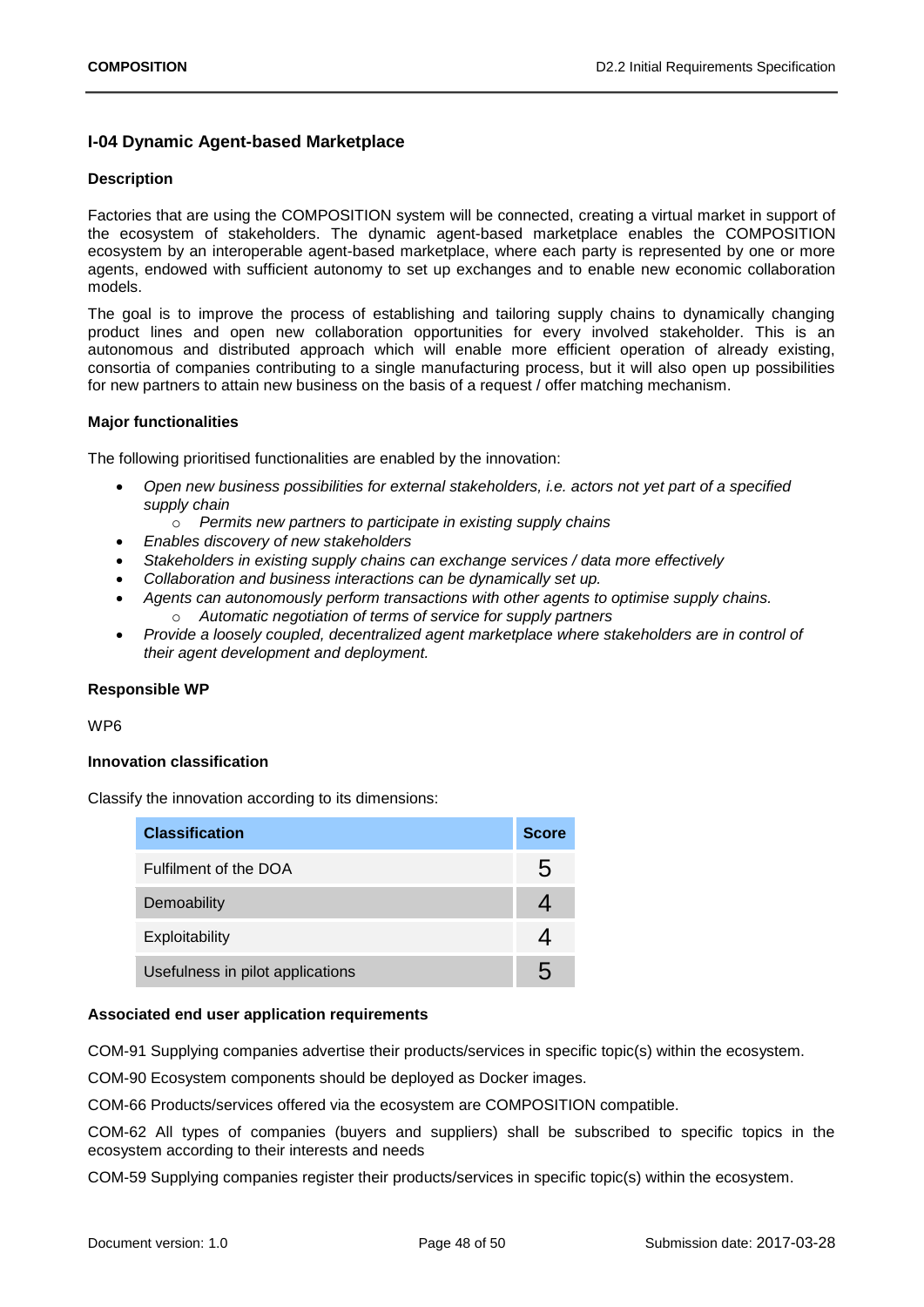### I-04 Dynamic Agent-based Marketplace

**Description**

Factories that are using the COMPOSITION system will be connected, creating a virtual market in support of the ecosystem of stakeholders. The dynamic agent-based marketplace enables the COMPOSITION ecosystem by an interoperable agent-based marketplace, where each party is represented by one or more agents, endowed with sufficient autonomy to set up exchanges and to enable new economic collaboration models.

The goal is to improve the process of establishing and tailoring supply chains to dynamically changing product lines and open new collaboration opportunities for every involved stakeholder. This is an autonomous and distributed approach which will enable more efficient operation of already existing, consortia of companies contributing to a single manufacturing process, but it will also open up possibilities for new partners to attain new business on the basis of a request / offer matching mechanism.

**Major functionalities**

The following prioritised functionalities are enabled by the innovation:

- *Open new business possibilities for external stakeholders, i.e. actors not yet part of a specified supply chain*
  - *Permits new partners to participate in existing supply chains*
- *Enables discovery of new stakeholders*
- *Stakeholders in existing supply chains can exchange services / data more effectively*
- *Collaboration and business interactions can be dynamically set up.*
- *Agents can autonomously perform transactions with other agents to optimise supply chains.*
  - *Automatic negotiation of terms of service for supply partners*
- *Provide a loosely coupled, decentralized agent marketplace where stakeholders are in control of their agent development and deployment.*

**Responsible WP**

WP6

**Innovation classification**

Classify the innovation according to its dimensions:

| Classification | Score |
|---|---|
| Fulfilment of the DOA | 5 |
| Demoability | 4 |
| Exploitability | 4 |
| Usefulness in pilot applications | 5 |

**Associated end user application requirements**

COM-91 Supplying companies advertise their products/services in specific topic(s) within the ecosystem.

COM-90 Ecosystem components should be deployed as Docker images.

COM-66 Products/services offered via the ecosystem are COMPOSITION compatible.

COM-62 All types of companies (buyers and suppliers) shall be subscribed to specific topics in the ecosystem according to their interests and needs

COM-59 Supplying companies register their products/services in specific topic(s) within the ecosystem.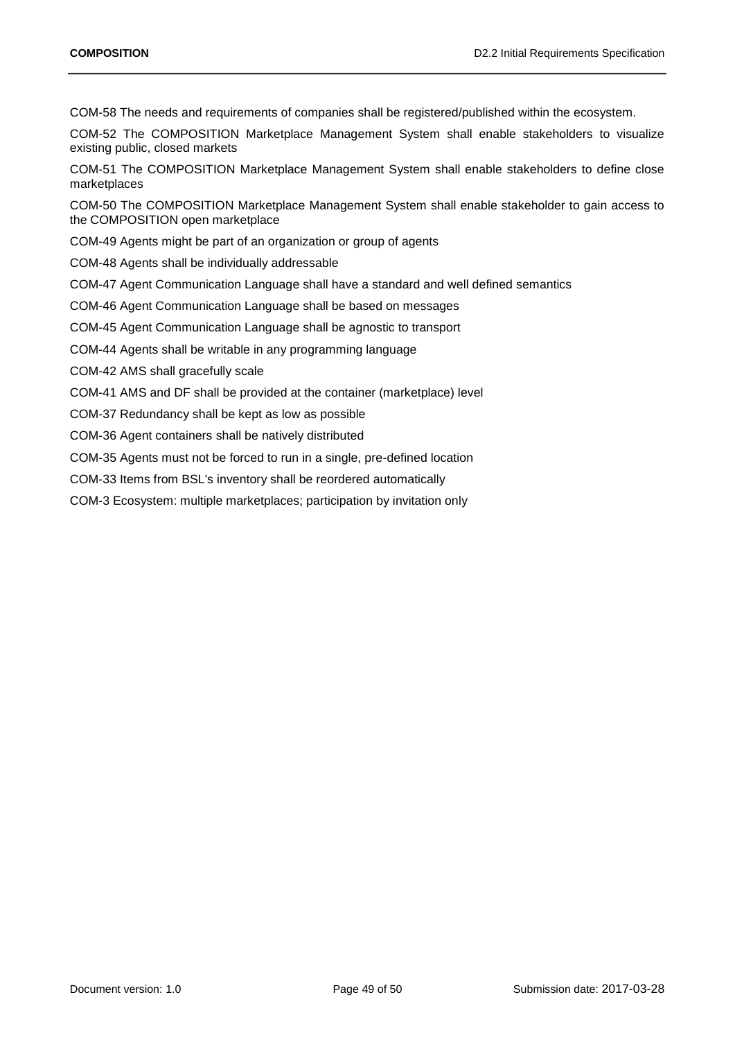COM-58 The needs and requirements of companies shall be registered/published within the ecosystem.

COM-52 The COMPOSITION Marketplace Management System shall enable stakeholders to visualize existing public, closed markets

COM-51 The COMPOSITION Marketplace Management System shall enable stakeholders to define close marketplaces

COM-50 The COMPOSITION Marketplace Management System shall enable stakeholder to gain access to the COMPOSITION open marketplace

COM-49 Agents might be part of an organization or group of agents

COM-48 Agents shall be individually addressable

COM-47 Agent Communication Language shall have a standard and well defined semantics

COM-46 Agent Communication Language shall be based on messages

COM-45 Agent Communication Language shall be agnostic to transport

COM-44 Agents shall be writable in any programming language

COM-42 AMS shall gracefully scale

COM-41 AMS and DF shall be provided at the container (marketplace) level

COM-37 Redundancy shall be kept as low as possible

COM-36 Agent containers shall be natively distributed

COM-35 Agents must not be forced to run in a single, pre-defined location

COM-33 Items from BSL's inventory shall be reordered automatically

COM-3 Ecosystem: multiple marketplaces; participation by invitation only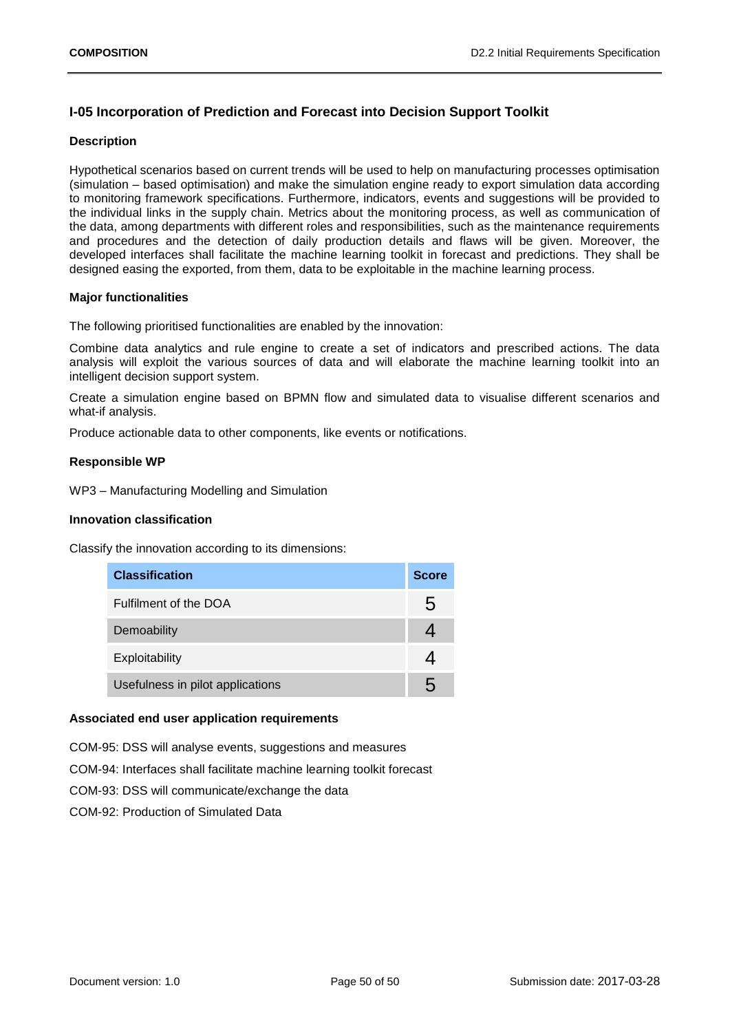### I-05 Incorporation of Prediction and Forecast into Decision Support Toolkit

**Description**

Hypothetical scenarios based on current trends will be used to help on manufacturing processes optimisation (simulation – based optimisation) and make the simulation engine ready to export simulation data according to monitoring framework specifications. Furthermore, indicators, events and suggestions will be provided to the individual links in the supply chain. Metrics about the monitoring process, as well as communication of the data, among departments with different roles and responsibilities, such as the maintenance requirements and procedures and the detection of daily production details and flaws will be given. Moreover, the developed interfaces shall facilitate the machine learning toolkit in forecast and predictions. They shall be designed easing the exported, from them, data to be exploitable in the machine learning process.

**Major functionalities**

The following prioritised functionalities are enabled by the innovation:

Combine data analytics and rule engine to create a set of indicators and prescribed actions. The data analysis will exploit the various sources of data and will elaborate the machine learning toolkit into an intelligent decision support system.

Create a simulation engine based on BPMN flow and simulated data to visualise different scenarios and what-if analysis.

Produce actionable data to other components, like events or notifications.

**Responsible WP**

WP3 – Manufacturing Modelling and Simulation

**Innovation classification**

Classify the innovation according to its dimensions:

| Classification | Score |
|---|---|
| Fulfilment of the DOA | 5 |
| Demoability | 4 |
| Exploitability | 4 |
| Usefulness in pilot applications | 5 |

**Associated end user application requirements**

COM-95: DSS will analyse events, suggestions and measures

COM-94: Interfaces shall facilitate machine learning toolkit forecast

COM-93: DSS will communicate/exchange the data

COM-92: Production of Simulated Data